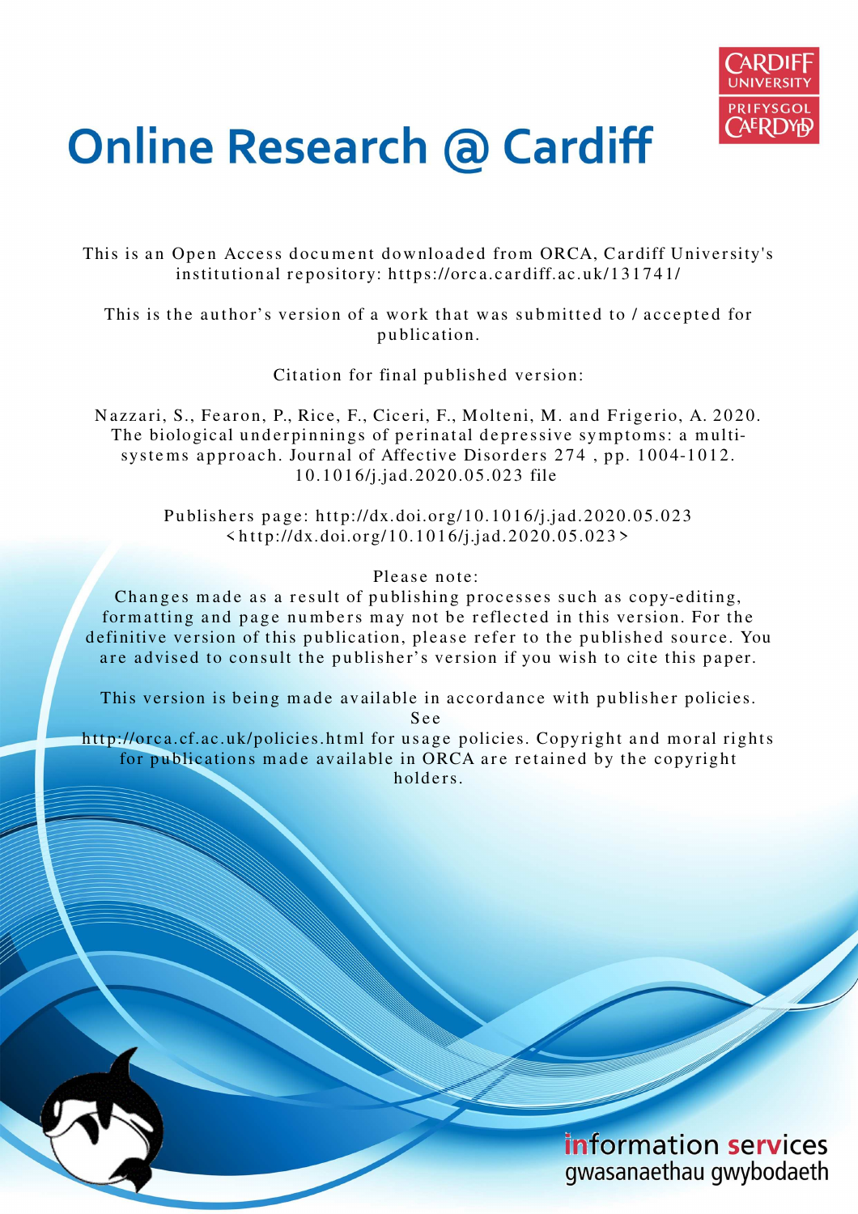# Online Research @ Cardiff

This is an Open Access document downloaded from ORCA, Cardiff University's institutional repository: https://orca.cardiff.ac.uk/131741/

This is the author's version of a work that was submitted to / accepted for publication.

Citation for final published version:

Nazzari, S., Fearon, P., Rice, F., Ciceri, F., Molteni, M. and Frigerio, A. 2020. The biological underpinnings of perinatal depressive symptoms: a multi-systems approach. Journal of Affective Disorders 274 , pp. 1004-1012. 10.1016/j.jad.2020.05.023 file

Publishers page: http://dx.doi.org/10.1016/j.jad.2020.05.023 <http://dx.doi.org/10.1016/j.jad.2020.05.023>

Please note:
Changes made as a result of publishing processes such as copy-editing, formatting and page numbers may not be reflected in this version. For the definitive version of this publication, please refer to the published source. You are advised to consult the publisher's version if you wish to cite this paper.

This version is being made available in accordance with publisher policies. See
http://orca.cf.ac.uk/policies.html for usage policies. Copyright and moral rights for publications made available in ORCA are retained by the copyright holders.

information services
gwasanaethau gwybodaeth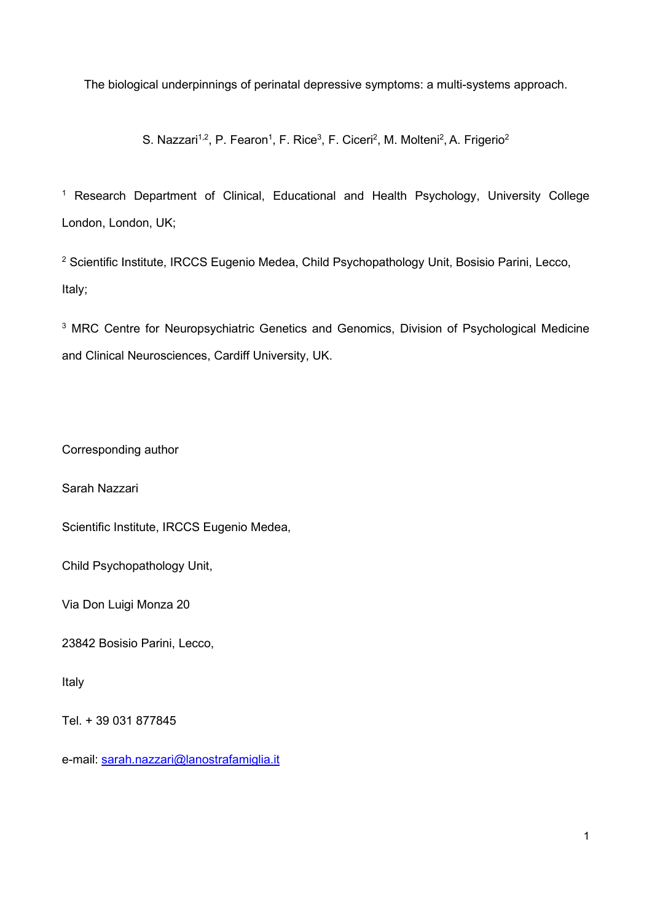The biological underpinnings of perinatal depressive symptoms: a multi-systems approach.

S. Nazzari[1,2], P. Fearon[1], F. Rice[3], F. Ciceri[2], M. Molteni[2], A. Frigerio[2]

[1] Research Department of Clinical, Educational and Health Psychology, University College London, London, UK;

[2] Scientific Institute, IRCCS Eugenio Medea, Child Psychopathology Unit, Bosisio Parini, Lecco, Italy;

[3] MRC Centre for Neuropsychiatric Genetics and Genomics, Division of Psychological Medicine and Clinical Neurosciences, Cardiff University, UK.

Corresponding author

Sarah Nazzari

Scientific Institute, IRCCS Eugenio Medea,

Child Psychopathology Unit,

Via Don Luigi Monza 20

23842 Bosisio Parini, Lecco,

Italy

Tel. + 39 031 877845

e-mail: sarah.nazzari@lanostrafamiglia.it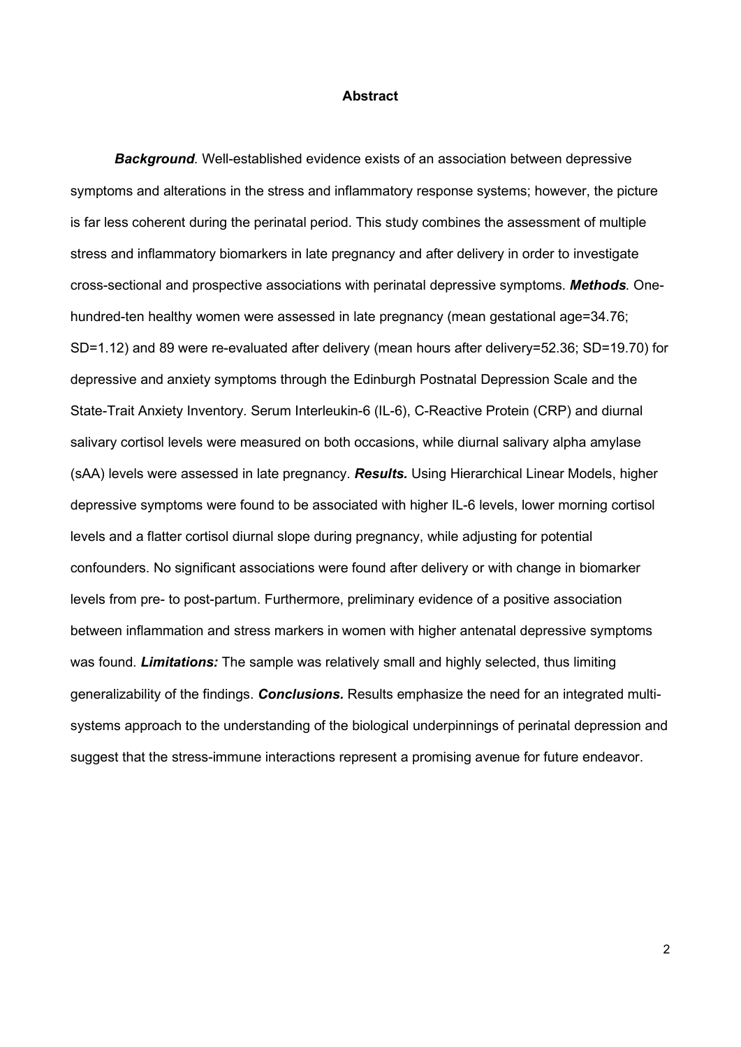## Abstract

***Background*.** Well-established evidence exists of an association between depressive symptoms and alterations in the stress and inflammatory response systems; however, the picture is far less coherent during the perinatal period. This study combines the assessment of multiple stress and inflammatory biomarkers in late pregnancy and after delivery in order to investigate cross-sectional and prospective associations with perinatal depressive symptoms. ***Methods*.** One-hundred-ten healthy women were assessed in late pregnancy (mean gestational age=34.76; SD=1.12) and 89 were re-evaluated after delivery (mean hours after delivery=52.36; SD=19.70) for depressive and anxiety symptoms through the Edinburgh Postnatal Depression Scale and the State-Trait Anxiety Inventory. Serum Interleukin-6 (IL-6), C-Reactive Protein (CRP) and diurnal salivary cortisol levels were measured on both occasions, while diurnal salivary alpha amylase (sAA) levels were assessed in late pregnancy. ***Results.*** Using Hierarchical Linear Models, higher depressive symptoms were found to be associated with higher IL-6 levels, lower morning cortisol levels and a flatter cortisol diurnal slope during pregnancy, while adjusting for potential confounders. No significant associations were found after delivery or with change in biomarker levels from pre- to post-partum. Furthermore, preliminary evidence of a positive association between inflammation and stress markers in women with higher antenatal depressive symptoms was found. ***Limitations:*** The sample was relatively small and highly selected, thus limiting generalizability of the findings. ***Conclusions.*** Results emphasize the need for an integrated multi-systems approach to the understanding of the biological underpinnings of perinatal depression and suggest that the stress-immune interactions represent a promising avenue for future endeavor.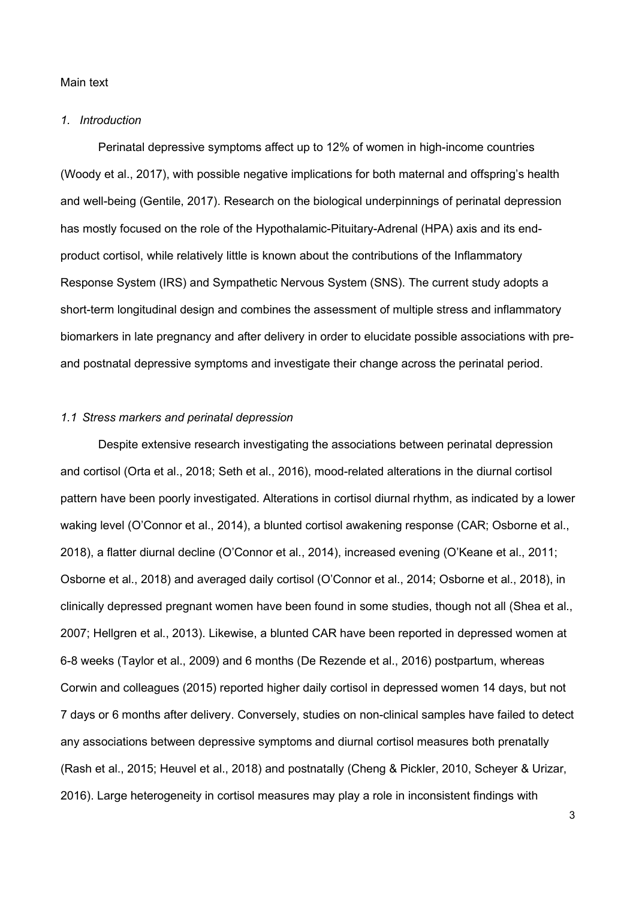Main text

## *1. Introduction*

Perinatal depressive symptoms affect up to 12% of women in high-income countries (Woody et al., 2017), with possible negative implications for both maternal and offspring's health and well-being (Gentile, 2017). Research on the biological underpinnings of perinatal depression has mostly focused on the role of the Hypothalamic-Pituitary-Adrenal (HPA) axis and its end-product cortisol, while relatively little is known about the contributions of the Inflammatory Response System (IRS) and Sympathetic Nervous System (SNS). The current study adopts a short-term longitudinal design and combines the assessment of multiple stress and inflammatory biomarkers in late pregnancy and after delivery in order to elucidate possible associations with pre- and postnatal depressive symptoms and investigate their change across the perinatal period.

### *1.1 Stress markers and perinatal depression*

Despite extensive research investigating the associations between perinatal depression and cortisol (Orta et al., 2018; Seth et al., 2016), mood-related alterations in the diurnal cortisol pattern have been poorly investigated. Alterations in cortisol diurnal rhythm, as indicated by a lower waking level (O'Connor et al., 2014), a blunted cortisol awakening response (CAR; Osborne et al., 2018), a flatter diurnal decline (O'Connor et al., 2014), increased evening (O'Keane et al., 2011; Osborne et al., 2018) and averaged daily cortisol (O'Connor et al., 2014; Osborne et al., 2018), in clinically depressed pregnant women have been found in some studies, though not all (Shea et al., 2007; Hellgren et al., 2013). Likewise, a blunted CAR have been reported in depressed women at 6-8 weeks (Taylor et al., 2009) and 6 months (De Rezende et al., 2016) postpartum, whereas Corwin and colleagues (2015) reported higher daily cortisol in depressed women 14 days, but not 7 days or 6 months after delivery. Conversely, studies on non-clinical samples have failed to detect any associations between depressive symptoms and diurnal cortisol measures both prenatally (Rash et al., 2015; Heuvel et al., 2018) and postnatally (Cheng & Pickler, 2010, Scheyer & Urizar, 2016). Large heterogeneity in cortisol measures may play a role in inconsistent findings with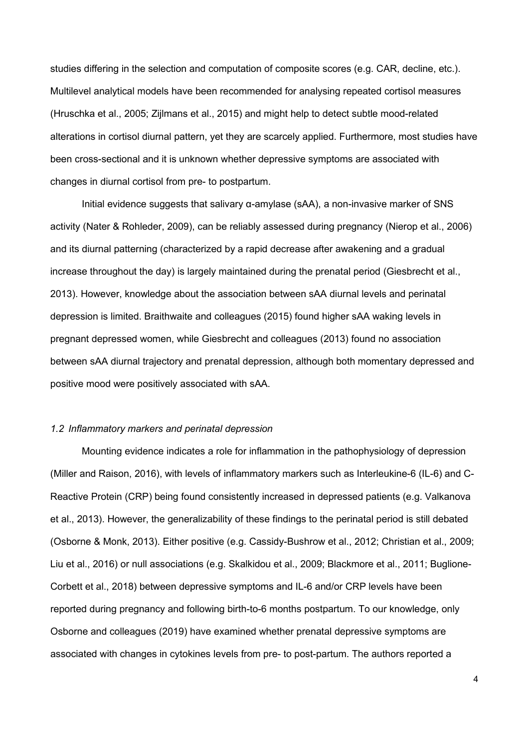studies differing in the selection and computation of composite scores (e.g. CAR, decline, etc.). Multilevel analytical models have been recommended for analysing repeated cortisol measures (Hruschka et al., 2005; Zijlmans et al., 2015) and might help to detect subtle mood-related alterations in cortisol diurnal pattern, yet they are scarcely applied. Furthermore, most studies have been cross-sectional and it is unknown whether depressive symptoms are associated with changes in diurnal cortisol from pre- to postpartum.

Initial evidence suggests that salivary α-amylase (sAA), a non-invasive marker of SNS activity (Nater & Rohleder, 2009), can be reliably assessed during pregnancy (Nierop et al., 2006) and its diurnal patterning (characterized by a rapid decrease after awakening and a gradual increase throughout the day) is largely maintained during the prenatal period (Giesbrecht et al., 2013). However, knowledge about the association between sAA diurnal levels and perinatal depression is limited. Braithwaite and colleagues (2015) found higher sAA waking levels in pregnant depressed women, while Giesbrecht and colleagues (2013) found no association between sAA diurnal trajectory and prenatal depression, although both momentary depressed and positive mood were positively associated with sAA.

### *1.2 Inflammatory markers and perinatal depression*

Mounting evidence indicates a role for inflammation in the pathophysiology of depression (Miller and Raison, 2016), with levels of inflammatory markers such as Interleukine-6 (IL-6) and C-Reactive Protein (CRP) being found consistently increased in depressed patients (e.g. Valkanova et al., 2013). However, the generalizability of these findings to the perinatal period is still debated (Osborne & Monk, 2013). Either positive (e.g. Cassidy-Bushrow et al., 2012; Christian et al., 2009; Liu et al., 2016) or null associations (e.g. Skalkidou et al., 2009; Blackmore et al., 2011; Buglione-Corbett et al., 2018) between depressive symptoms and IL-6 and/or CRP levels have been reported during pregnancy and following birth-to-6 months postpartum. To our knowledge, only Osborne and colleagues (2019) have examined whether prenatal depressive symptoms are associated with changes in cytokines levels from pre- to post-partum. The authors reported a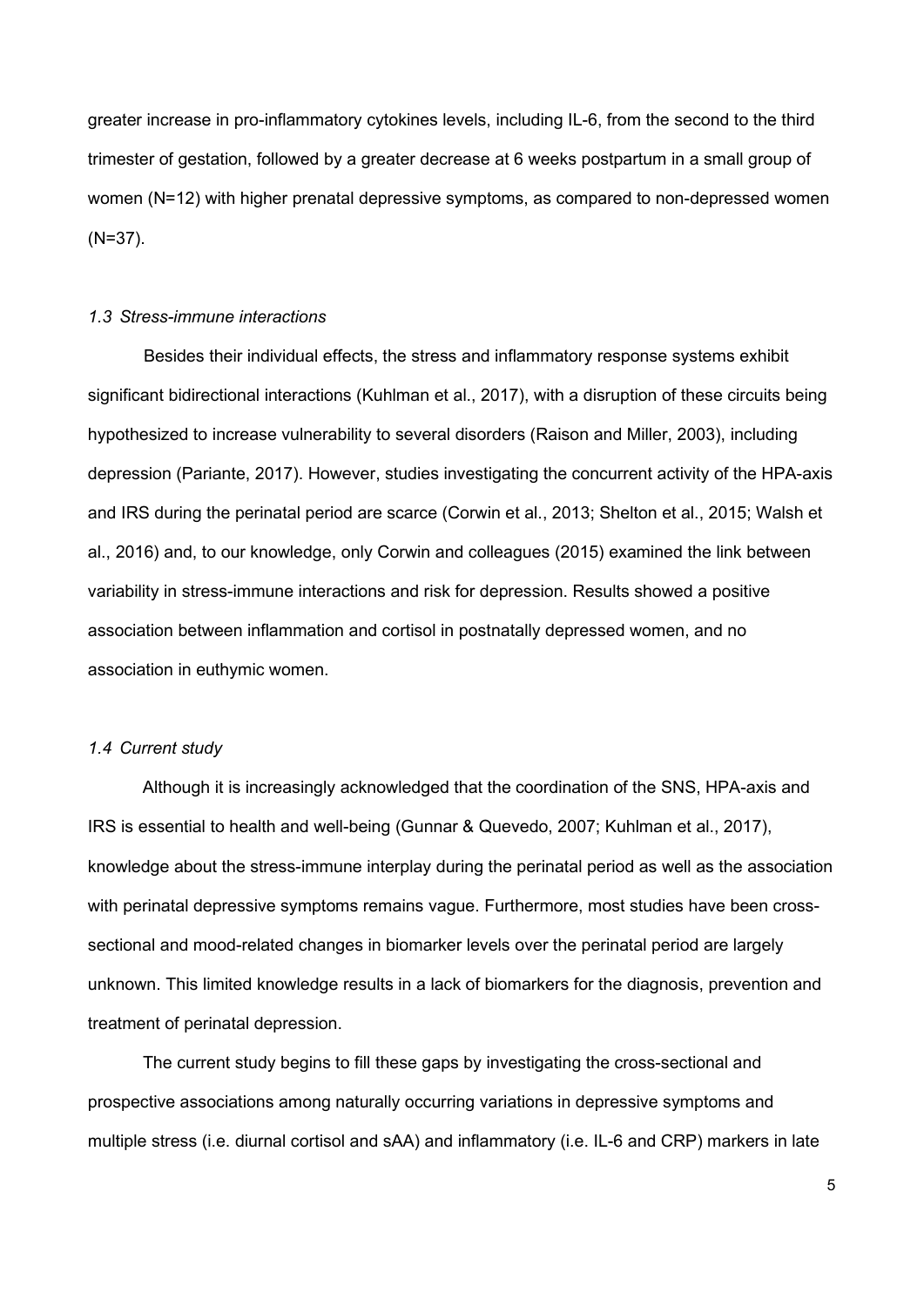greater increase in pro-inflammatory cytokines levels, including IL-6, from the second to the third trimester of gestation, followed by a greater decrease at 6 weeks postpartum in a small group of women (N=12) with higher prenatal depressive symptoms, as compared to non-depressed women (N=37).

### *1.3 Stress-immune interactions*

Besides their individual effects, the stress and inflammatory response systems exhibit significant bidirectional interactions (Kuhlman et al., 2017), with a disruption of these circuits being hypothesized to increase vulnerability to several disorders (Raison and Miller, 2003), including depression (Pariante, 2017). However, studies investigating the concurrent activity of the HPA-axis and IRS during the perinatal period are scarce (Corwin et al., 2013; Shelton et al., 2015; Walsh et al., 2016) and, to our knowledge, only Corwin and colleagues (2015) examined the link between variability in stress-immune interactions and risk for depression. Results showed a positive association between inflammation and cortisol in postnatally depressed women, and no association in euthymic women.

### *1.4 Current study*

Although it is increasingly acknowledged that the coordination of the SNS, HPA-axis and IRS is essential to health and well-being (Gunnar & Quevedo, 2007; Kuhlman et al., 2017), knowledge about the stress-immune interplay during the perinatal period as well as the association with perinatal depressive symptoms remains vague. Furthermore, most studies have been cross-sectional and mood-related changes in biomarker levels over the perinatal period are largely unknown. This limited knowledge results in a lack of biomarkers for the diagnosis, prevention and treatment of perinatal depression.

The current study begins to fill these gaps by investigating the cross-sectional and prospective associations among naturally occurring variations in depressive symptoms and multiple stress (i.e. diurnal cortisol and sAA) and inflammatory (i.e. IL-6 and CRP) markers in late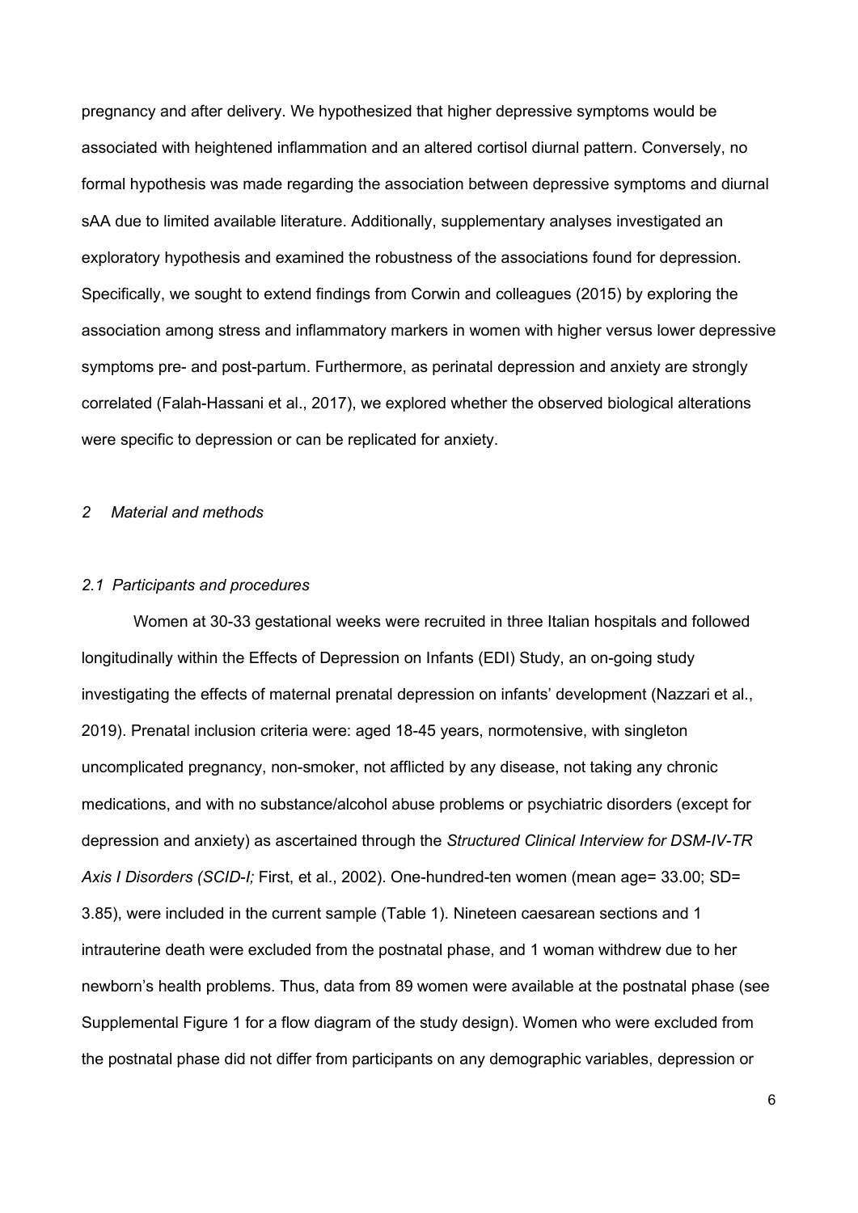pregnancy and after delivery. We hypothesized that higher depressive symptoms would be associated with heightened inflammation and an altered cortisol diurnal pattern. Conversely, no formal hypothesis was made regarding the association between depressive symptoms and diurnal sAA due to limited available literature. Additionally, supplementary analyses investigated an exploratory hypothesis and examined the robustness of the associations found for depression. Specifically, we sought to extend findings from Corwin and colleagues (2015) by exploring the association among stress and inflammatory markers in women with higher versus lower depressive symptoms pre- and post-partum. Furthermore, as perinatal depression and anxiety are strongly correlated (Falah-Hassani et al., 2017), we explored whether the observed biological alterations were specific to depression or can be replicated for anxiety.

## *2 Material and methods*

### *2.1 Participants and procedures*

Women at 30-33 gestational weeks were recruited in three Italian hospitals and followed longitudinally within the Effects of Depression on Infants (EDI) Study, an on-going study investigating the effects of maternal prenatal depression on infants' development (Nazzari et al., 2019). Prenatal inclusion criteria were: aged 18-45 years, normotensive, with singleton uncomplicated pregnancy, non-smoker, not afflicted by any disease, not taking any chronic medications, and with no substance/alcohol abuse problems or psychiatric disorders (except for depression and anxiety) as ascertained through the *Structured Clinical Interview for DSM-IV-TR Axis I Disorders (SCID-I;* First, et al., 2002). One-hundred-ten women (mean age= 33.00; SD= 3.85), were included in the current sample (Table 1). Nineteen caesarean sections and 1 intrauterine death were excluded from the postnatal phase, and 1 woman withdrew due to her newborn's health problems. Thus, data from 89 women were available at the postnatal phase (see Supplemental Figure 1 for a flow diagram of the study design). Women who were excluded from the postnatal phase did not differ from participants on any demographic variables, depression or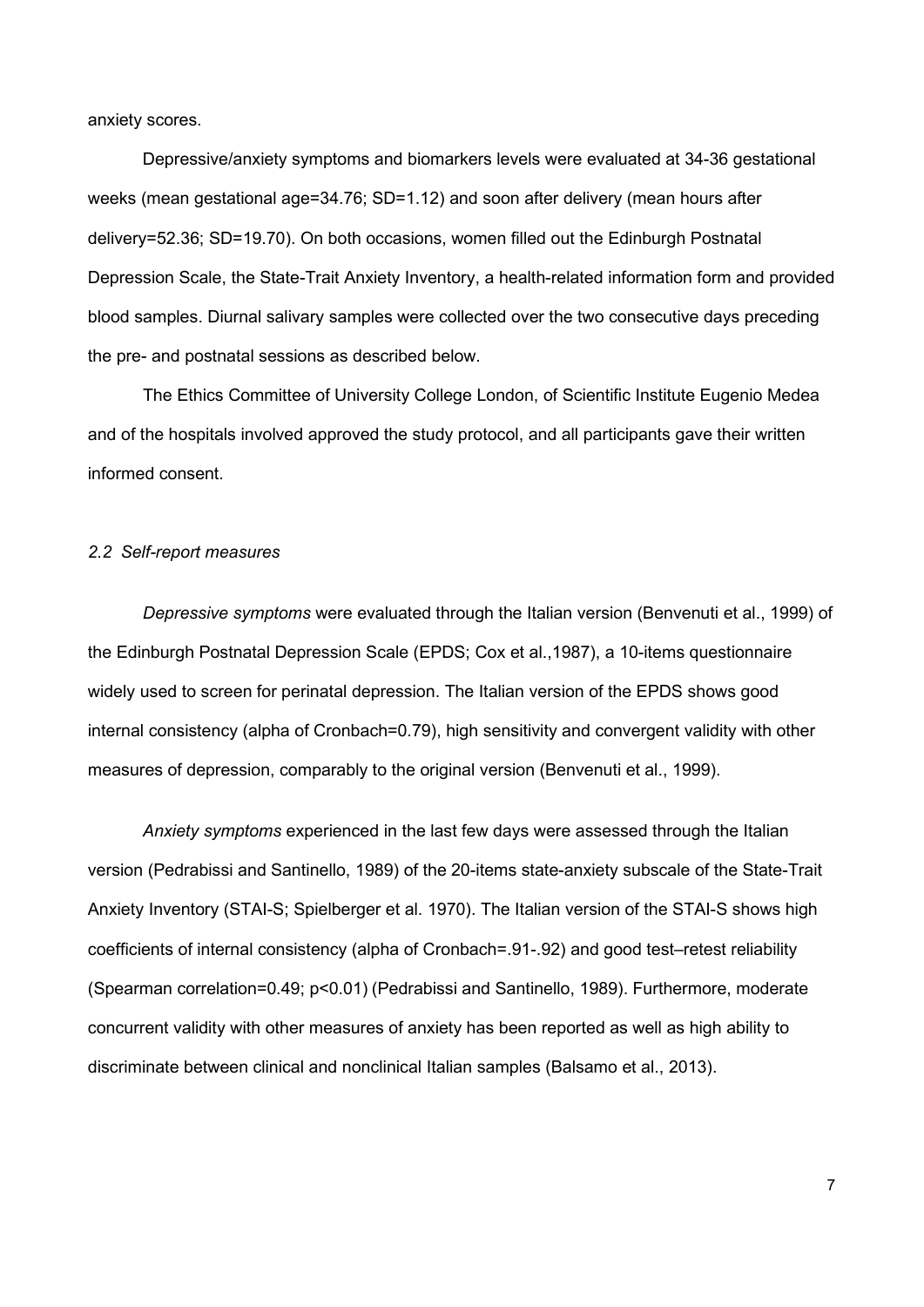anxiety scores.

Depressive/anxiety symptoms and biomarkers levels were evaluated at 34-36 gestational weeks (mean gestational age=34.76; SD=1.12) and soon after delivery (mean hours after delivery=52.36; SD=19.70). On both occasions, women filled out the Edinburgh Postnatal Depression Scale, the State-Trait Anxiety Inventory, a health-related information form and provided blood samples. Diurnal salivary samples were collected over the two consecutive days preceding the pre- and postnatal sessions as described below.

The Ethics Committee of University College London, of Scientific Institute Eugenio Medea and of the hospitals involved approved the study protocol, and all participants gave their written informed consent.

### *2.2 Self-report measures*

*Depressive symptoms* were evaluated through the Italian version (Benvenuti et al., 1999) of the Edinburgh Postnatal Depression Scale (EPDS; Cox et al.,1987), a 10-items questionnaire widely used to screen for perinatal depression. The Italian version of the EPDS shows good internal consistency (alpha of Cronbach=0.79), high sensitivity and convergent validity with other measures of depression, comparably to the original version (Benvenuti et al., 1999).

*Anxiety symptoms* experienced in the last few days were assessed through the Italian version (Pedrabissi and Santinello, 1989) of the 20-items state-anxiety subscale of the State-Trait Anxiety Inventory (STAI-S; Spielberger et al. 1970). The Italian version of the STAI-S shows high coefficients of internal consistency (alpha of Cronbach=.91-.92) and good test–retest reliability (Spearman correlation=0.49; $p<0.01$) (Pedrabissi and Santinello, 1989). Furthermore, moderate concurrent validity with other measures of anxiety has been reported as well as high ability to discriminate between clinical and nonclinical Italian samples (Balsamo et al., 2013).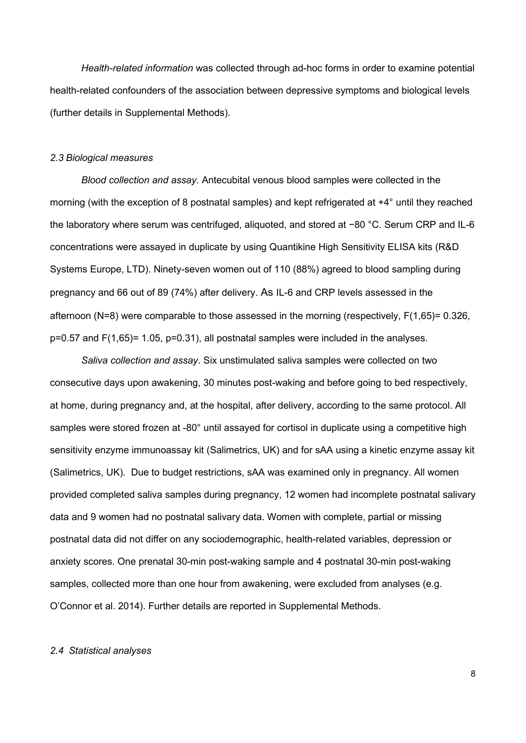*Health-related information* was collected through ad-hoc forms in order to examine potential health-related confounders of the association between depressive symptoms and biological levels (further details in Supplemental Methods).

### *2.3 Biological measures*

*Blood collection and assay.* Antecubital venous blood samples were collected in the morning (with the exception of 8 postnatal samples) and kept refrigerated at +4° until they reached the laboratory where serum was centrifuged, aliquoted, and stored at −80 °C. Serum CRP and IL-6 concentrations were assayed in duplicate by using Quantikine High Sensitivity ELISA kits (R&D Systems Europe, LTD). Ninety-seven women out of 110 (88%) agreed to blood sampling during pregnancy and 66 out of 89 (74%) after delivery. As IL-6 and CRP levels assessed in the afternoon (N=8) were comparable to those assessed in the morning (respectively, $F(1,65)= 0.326$, $p=0.57$ and $F(1,65)= 1.05$, $p=0.31$), all postnatal samples were included in the analyses.

*Saliva collection and assay*. Six unstimulated saliva samples were collected on two consecutive days upon awakening, 30 minutes post-waking and before going to bed respectively, at home, during pregnancy and, at the hospital, after delivery, according to the same protocol. All samples were stored frozen at -80° until assayed for cortisol in duplicate using a competitive high sensitivity enzyme immunoassay kit (Salimetrics, UK) and for sAA using a kinetic enzyme assay kit (Salimetrics, UK). Due to budget restrictions, sAA was examined only in pregnancy. All women provided completed saliva samples during pregnancy, 12 women had incomplete postnatal salivary data and 9 women had no postnatal salivary data. Women with complete, partial or missing postnatal data did not differ on any sociodemographic, health-related variables, depression or anxiety scores. One prenatal 30-min post-waking sample and 4 postnatal 30-min post-waking samples, collected more than one hour from awakening, were excluded from analyses (e.g. O'Connor et al. 2014). Further details are reported in Supplemental Methods.

### *2.4 Statistical analyses*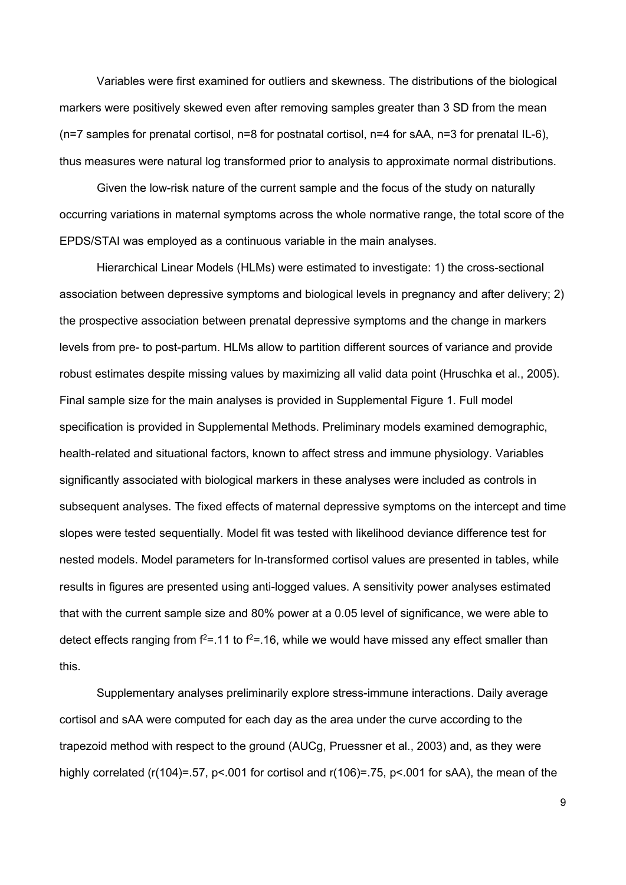Variables were first examined for outliers and skewness. The distributions of the biological markers were positively skewed even after removing samples greater than 3 SD from the mean (n=7 samples for prenatal cortisol, n=8 for postnatal cortisol, n=4 for sAA, n=3 for prenatal IL-6), thus measures were natural log transformed prior to analysis to approximate normal distributions.

Given the low-risk nature of the current sample and the focus of the study on naturally occurring variations in maternal symptoms across the whole normative range, the total score of the EPDS/STAI was employed as a continuous variable in the main analyses.

Hierarchical Linear Models (HLMs) were estimated to investigate: 1) the cross-sectional association between depressive symptoms and biological levels in pregnancy and after delivery; 2) the prospective association between prenatal depressive symptoms and the change in markers levels from pre- to post-partum. HLMs allow to partition different sources of variance and provide robust estimates despite missing values by maximizing all valid data point (Hruschka et al., 2005). Final sample size for the main analyses is provided in Supplemental Figure 1. Full model specification is provided in Supplemental Methods. Preliminary models examined demographic, health-related and situational factors, known to affect stress and immune physiology. Variables significantly associated with biological markers in these analyses were included as controls in subsequent analyses. The fixed effects of maternal depressive symptoms on the intercept and time slopes were tested sequentially. Model fit was tested with likelihood deviance difference test for nested models. Model parameters for ln-transformed cortisol values are presented in tables, while results in figures are presented using anti-logged values. A sensitivity power analyses estimated that with the current sample size and 80% power at a 0.05 level of significance, we were able to detect effects ranging from $f^2$=.11 to $f^2$=.16, while we would have missed any effect smaller than this.

Supplementary analyses preliminarily explore stress-immune interactions. Daily average cortisol and sAA were computed for each day as the area under the curve according to the trapezoid method with respect to the ground (AUCg, Pruessner et al., 2003) and, as they were highly correlated ($r(104)=.57$, $p<.001$ for cortisol and $r(106)=.75$, $p<.001$ for sAA), the mean of the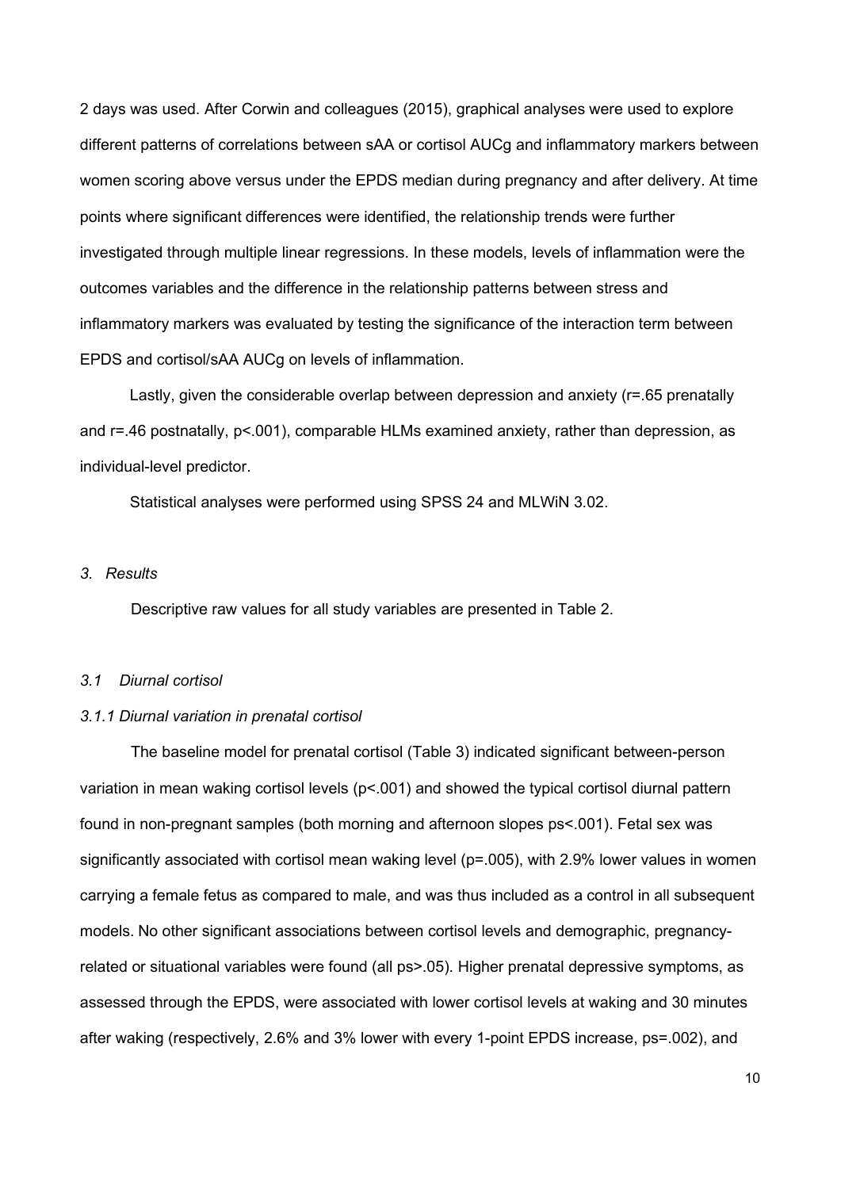2 days was used. After Corwin and colleagues (2015), graphical analyses were used to explore different patterns of correlations between sAA or cortisol AUCg and inflammatory markers between women scoring above versus under the EPDS median during pregnancy and after delivery. At time points where significant differences were identified, the relationship trends were further investigated through multiple linear regressions. In these models, levels of inflammation were the outcomes variables and the difference in the relationship patterns between stress and inflammatory markers was evaluated by testing the significance of the interaction term between EPDS and cortisol/sAA AUCg on levels of inflammation.

Lastly, given the considerable overlap between depression and anxiety ($r$=.65 prenatally and $r$=.46 postnatally, $p$<.001), comparable HLMs examined anxiety, rather than depression, as individual-level predictor.

Statistical analyses were performed using SPSS 24 and MLWiN 3.02.

## *3. Results*

Descriptive raw values for all study variables are presented in Table 2.

### *3.1 Diurnal cortisol*

#### *3.1.1 Diurnal variation in prenatal cortisol*

The baseline model for prenatal cortisol (Table 3) indicated significant between-person variation in mean waking cortisol levels ($p$<.001) and showed the typical cortisol diurnal pattern found in non-pregnant samples (both morning and afternoon slopes $ps$<.001). Fetal sex was significantly associated with cortisol mean waking level ($p$=.005), with 2.9% lower values in women carrying a female fetus as compared to male, and was thus included as a control in all subsequent models. No other significant associations between cortisol levels and demographic, pregnancy-related or situational variables were found (all $ps$>.05). Higher prenatal depressive symptoms, as assessed through the EPDS, were associated with lower cortisol levels at waking and 30 minutes after waking (respectively, 2.6% and 3% lower with every 1-point EPDS increase, $ps$=.002), and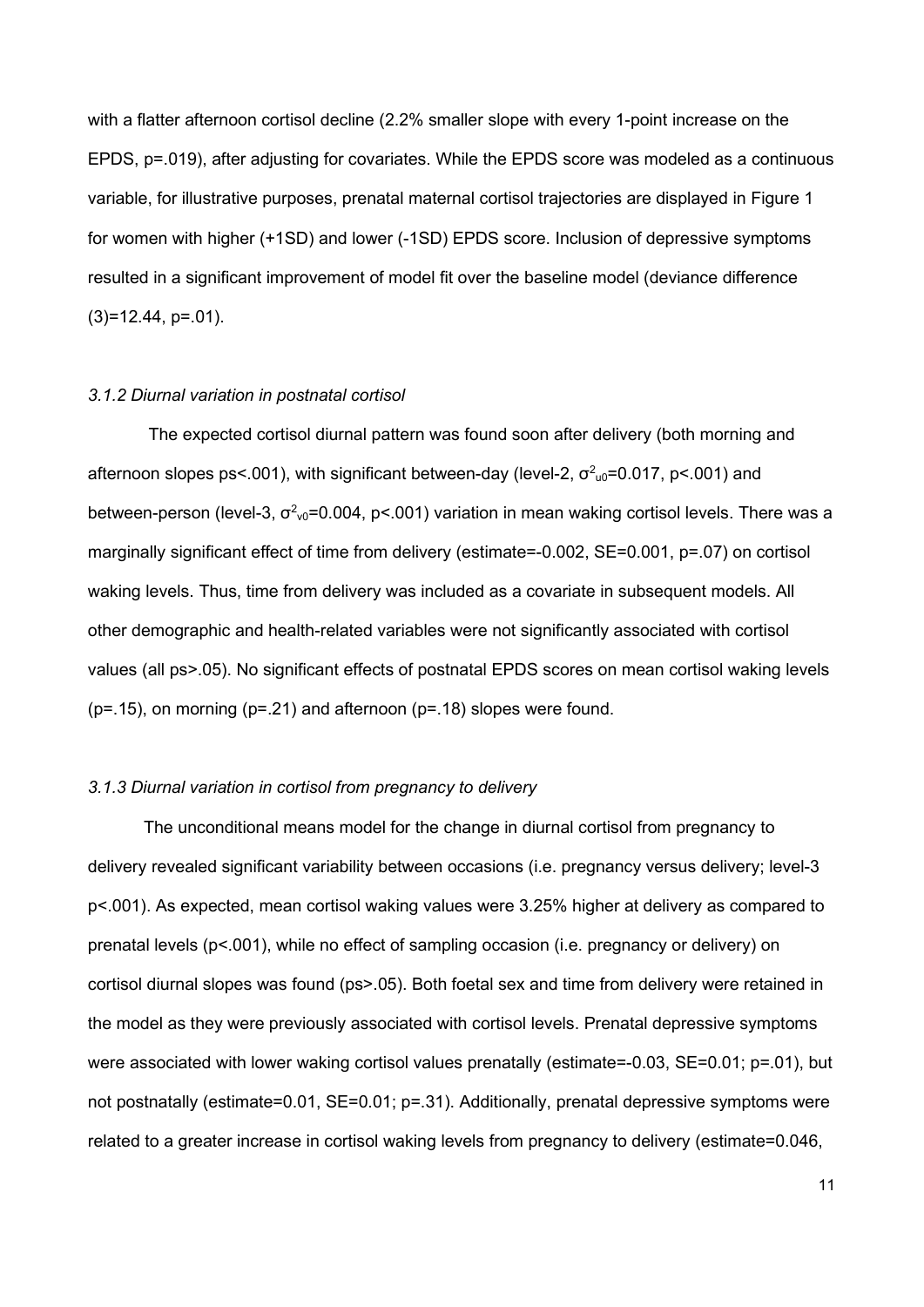with a flatter afternoon cortisol decline (2.2% smaller slope with every 1-point increase on the EPDS, $p=.019$), after adjusting for covariates. While the EPDS score was modeled as a continuous variable, for illustrative purposes, prenatal maternal cortisol trajectories are displayed in Figure 1 for women with higher (+1SD) and lower (-1SD) EPDS score. Inclusion of depressive symptoms resulted in a significant improvement of model fit over the baseline model (deviance difference (3)=12.44, $p=.01$).

### *3.1.2 Diurnal variation in postnatal cortisol*

The expected cortisol diurnal pattern was found soon after delivery (both morning and afternoon slopes ps<.001), with significant between-day (level-2, $\sigma^2_{u0}=0.017$, $p<.001$) and between-person (level-3, $\sigma^2_{v0}=0.004$, $p<.001$) variation in mean waking cortisol levels. There was a marginally significant effect of time from delivery (estimate=-0.002, SE=0.001, $p=.07$) on cortisol waking levels. Thus, time from delivery was included as a covariate in subsequent models. All other demographic and health-related variables were not significantly associated with cortisol values (all ps>.05). No significant effects of postnatal EPDS scores on mean cortisol waking levels ($p=.15$), on morning ($p=.21$) and afternoon ($p=.18$) slopes were found.

### *3.1.3 Diurnal variation in cortisol from pregnancy to delivery*

The unconditional means model for the change in diurnal cortisol from pregnancy to delivery revealed significant variability between occasions (i.e. pregnancy versus delivery; level-3 $p<.001$). As expected, mean cortisol waking values were 3.25% higher at delivery as compared to prenatal levels ($p<.001$), while no effect of sampling occasion (i.e. pregnancy or delivery) on cortisol diurnal slopes was found (ps>.05). Both foetal sex and time from delivery were retained in the model as they were previously associated with cortisol levels. Prenatal depressive symptoms were associated with lower waking cortisol values prenatally (estimate=-0.03, SE=0.01; $p=.01$), but not postnatally (estimate=0.01, SE=0.01; $p=.31$). Additionally, prenatal depressive symptoms were related to a greater increase in cortisol waking levels from pregnancy to delivery (estimate=0.046,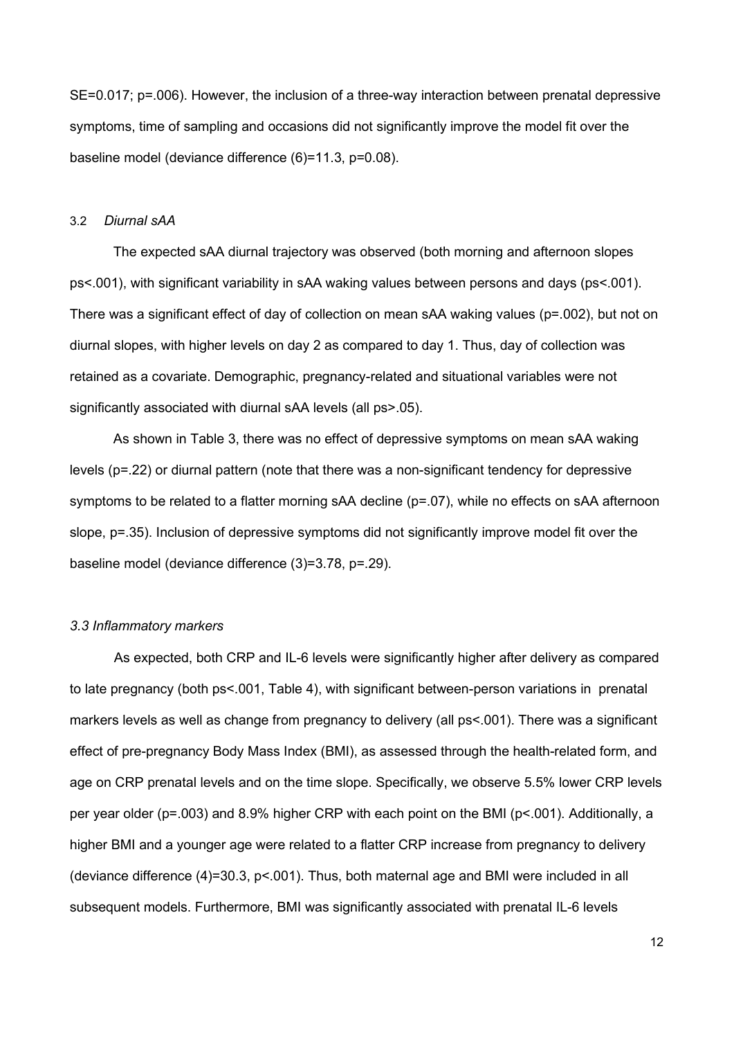SE=0.017; $p$=.006). However, the inclusion of a three-way interaction between prenatal depressive symptoms, time of sampling and occasions did not significantly improve the model fit over the baseline model (deviance difference (6)=11.3, $p$=0.08).

### 3.2 *Diurnal sAA*

The expected sAA diurnal trajectory was observed (both morning and afternoon slopes ps<.001), with significant variability in sAA waking values between persons and days (ps<.001). There was a significant effect of day of collection on mean sAA waking values ($p$=.002), but not on diurnal slopes, with higher levels on day 2 as compared to day 1. Thus, day of collection was retained as a covariate. Demographic, pregnancy-related and situational variables were not significantly associated with diurnal sAA levels (all ps>.05).

As shown in Table 3, there was no effect of depressive symptoms on mean sAA waking levels ($p$=.22) or diurnal pattern (note that there was a non-significant tendency for depressive symptoms to be related to a flatter morning sAA decline ($p$=.07), while no effects on sAA afternoon slope, $p$=.35). Inclusion of depressive symptoms did not significantly improve model fit over the baseline model (deviance difference (3)=3.78, $p$=.29).

### *3.3 Inflammatory markers*

As expected, both CRP and IL-6 levels were significantly higher after delivery as compared to late pregnancy (both ps<.001, Table 4), with significant between-person variations in prenatal markers levels as well as change from pregnancy to delivery (all ps<.001). There was a significant effect of pre-pregnancy Body Mass Index (BMI), as assessed through the health-related form, and age on CRP prenatal levels and on the time slope. Specifically, we observe 5.5% lower CRP levels per year older ($p$=.003) and 8.9% higher CRP with each point on the BMI ($p$<.001). Additionally, a higher BMI and a younger age were related to a flatter CRP increase from pregnancy to delivery (deviance difference (4)=30.3, $p$<.001). Thus, both maternal age and BMI were included in all subsequent models. Furthermore, BMI was significantly associated with prenatal IL-6 levels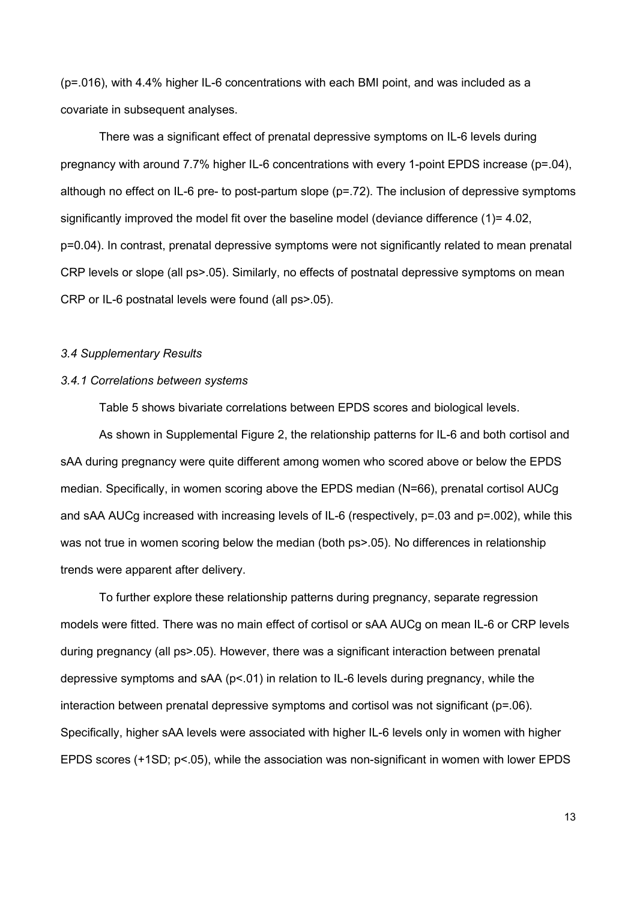($p=.016$), with 4.4% higher IL-6 concentrations with each BMI point, and was included as a covariate in subsequent analyses.

There was a significant effect of prenatal depressive symptoms on IL-6 levels during pregnancy with around 7.7% higher IL-6 concentrations with every 1-point EPDS increase ($p=.04$), although no effect on IL-6 pre- to post-partum slope ($p=.72$). The inclusion of depressive symptoms significantly improved the model fit over the baseline model (deviance difference (1)= 4.02, $p=0.04$). In contrast, prenatal depressive symptoms were not significantly related to mean prenatal CRP levels or slope (all ps>.05). Similarly, no effects of postnatal depressive symptoms on mean CRP or IL-6 postnatal levels were found (all ps>.05).

### *3.4 Supplementary Results*

#### *3.4.1 Correlations between systems*

Table 5 shows bivariate correlations between EPDS scores and biological levels.

As shown in Supplemental Figure 2, the relationship patterns for IL-6 and both cortisol and sAA during pregnancy were quite different among women who scored above or below the EPDS median. Specifically, in women scoring above the EPDS median (N=66), prenatal cortisol AUCg and sAA AUCg increased with increasing levels of IL-6 (respectively, $p=.03$ and $p=.002$), while this was not true in women scoring below the median (both ps>.05). No differences in relationship trends were apparent after delivery.

To further explore these relationship patterns during pregnancy, separate regression models were fitted. There was no main effect of cortisol or sAA AUCg on mean IL-6 or CRP levels during pregnancy (all ps>.05). However, there was a significant interaction between prenatal depressive symptoms and sAA ($p<.01$) in relation to IL-6 levels during pregnancy, while the interaction between prenatal depressive symptoms and cortisol was not significant ($p=.06$). Specifically, higher sAA levels were associated with higher IL-6 levels only in women with higher EPDS scores (+1SD; $p<.05$), while the association was non-significant in women with lower EPDS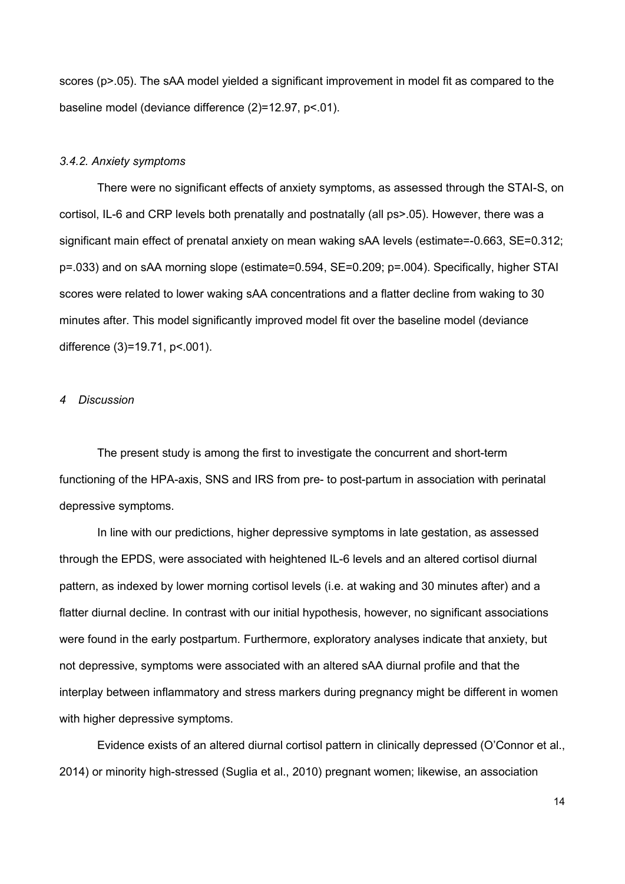scores ($p>.05$). The sAA model yielded a significant improvement in model fit as compared to the baseline model (deviance difference (2)=12.97, $p<.01$).

### *3.4.2. Anxiety symptoms*

There were no significant effects of anxiety symptoms, as assessed through the STAI-S, on cortisol, IL-6 and CRP levels both prenatally and postnatally (all ps>.05). However, there was a significant main effect of prenatal anxiety on mean waking sAA levels (estimate=-0.663, SE=0.312; $p=.033$) and on sAA morning slope (estimate=0.594, SE=0.209; $p=.004$). Specifically, higher STAI scores were related to lower waking sAA concentrations and a flatter decline from waking to 30 minutes after. This model significantly improved model fit over the baseline model (deviance difference (3)=19.71, $p<.001$).

## *4 Discussion*

The present study is among the first to investigate the concurrent and short-term functioning of the HPA-axis, SNS and IRS from pre- to post-partum in association with perinatal depressive symptoms.

In line with our predictions, higher depressive symptoms in late gestation, as assessed through the EPDS, were associated with heightened IL-6 levels and an altered cortisol diurnal pattern, as indexed by lower morning cortisol levels (i.e. at waking and 30 minutes after) and a flatter diurnal decline. In contrast with our initial hypothesis, however, no significant associations were found in the early postpartum. Furthermore, exploratory analyses indicate that anxiety, but not depressive, symptoms were associated with an altered sAA diurnal profile and that the interplay between inflammatory and stress markers during pregnancy might be different in women with higher depressive symptoms.

Evidence exists of an altered diurnal cortisol pattern in clinically depressed (O'Connor et al., 2014) or minority high-stressed (Suglia et al., 2010) pregnant women; likewise, an association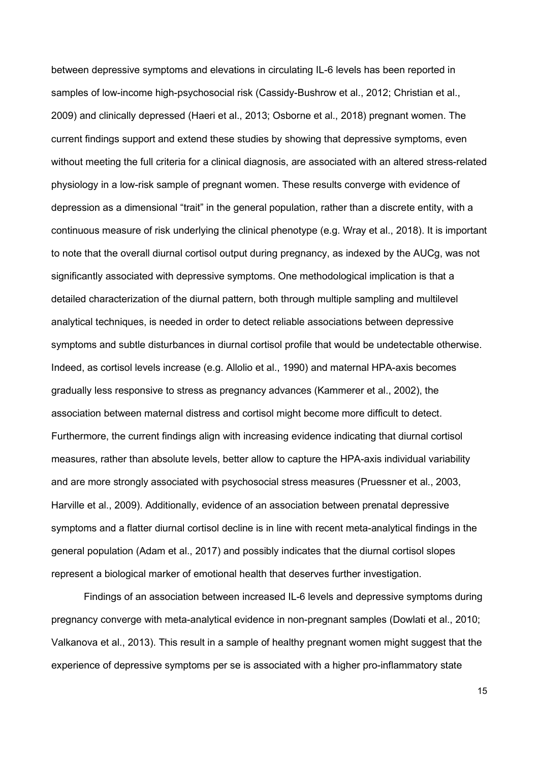between depressive symptoms and elevations in circulating IL-6 levels has been reported in samples of low-income high-psychosocial risk (Cassidy-Bushrow et al., 2012; Christian et al., 2009) and clinically depressed (Haeri et al., 2013; Osborne et al., 2018) pregnant women. The current findings support and extend these studies by showing that depressive symptoms, even without meeting the full criteria for a clinical diagnosis, are associated with an altered stress-related physiology in a low-risk sample of pregnant women. These results converge with evidence of depression as a dimensional "trait" in the general population, rather than a discrete entity, with a continuous measure of risk underlying the clinical phenotype (e.g. Wray et al., 2018). It is important to note that the overall diurnal cortisol output during pregnancy, as indexed by the AUCg, was not significantly associated with depressive symptoms. One methodological implication is that a detailed characterization of the diurnal pattern, both through multiple sampling and multilevel analytical techniques, is needed in order to detect reliable associations between depressive symptoms and subtle disturbances in diurnal cortisol profile that would be undetectable otherwise. Indeed, as cortisol levels increase (e.g. Allolio et al., 1990) and maternal HPA-axis becomes gradually less responsive to stress as pregnancy advances (Kammerer et al., 2002), the association between maternal distress and cortisol might become more difficult to detect. Furthermore, the current findings align with increasing evidence indicating that diurnal cortisol measures, rather than absolute levels, better allow to capture the HPA-axis individual variability and are more strongly associated with psychosocial stress measures (Pruessner et al., 2003, Harville et al., 2009). Additionally, evidence of an association between prenatal depressive symptoms and a flatter diurnal cortisol decline is in line with recent meta-analytical findings in the general population (Adam et al., 2017) and possibly indicates that the diurnal cortisol slopes represent a biological marker of emotional health that deserves further investigation.

Findings of an association between increased IL-6 levels and depressive symptoms during pregnancy converge with meta-analytical evidence in non-pregnant samples (Dowlati et al., 2010; Valkanova et al., 2013). This result in a sample of healthy pregnant women might suggest that the experience of depressive symptoms per se is associated with a higher pro-inflammatory state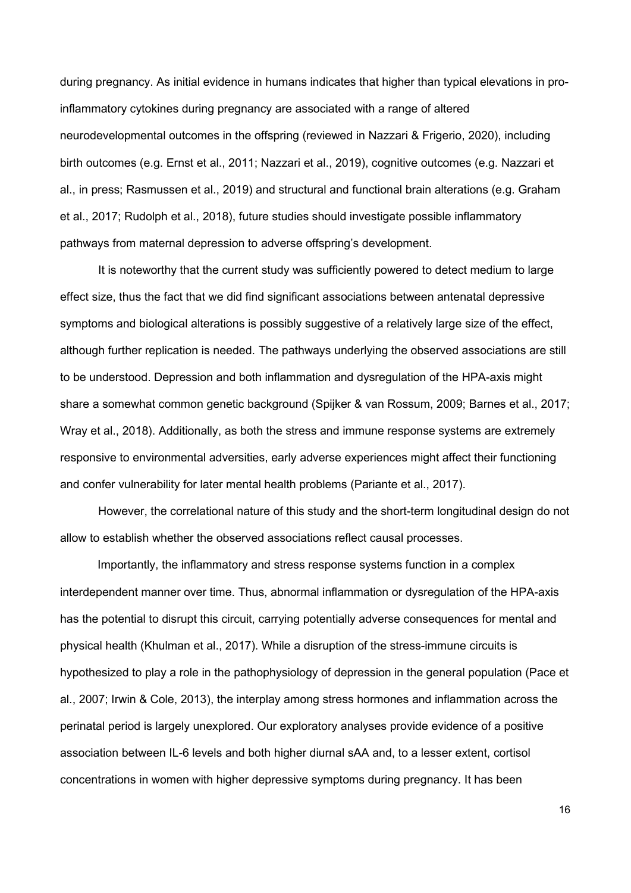during pregnancy. As initial evidence in humans indicates that higher than typical elevations in pro-inflammatory cytokines during pregnancy are associated with a range of altered neurodevelopmental outcomes in the offspring (reviewed in Nazzari & Frigerio, 2020), including birth outcomes (e.g. Ernst et al., 2011; Nazzari et al., 2019), cognitive outcomes (e.g. Nazzari et al., in press; Rasmussen et al., 2019) and structural and functional brain alterations (e.g. Graham et al., 2017; Rudolph et al., 2018), future studies should investigate possible inflammatory pathways from maternal depression to adverse offspring's development.

It is noteworthy that the current study was sufficiently powered to detect medium to large effect size, thus the fact that we did find significant associations between antenatal depressive symptoms and biological alterations is possibly suggestive of a relatively large size of the effect, although further replication is needed. The pathways underlying the observed associations are still to be understood. Depression and both inflammation and dysregulation of the HPA-axis might share a somewhat common genetic background (Spijker & van Rossum, 2009; Barnes et al., 2017; Wray et al., 2018). Additionally, as both the stress and immune response systems are extremely responsive to environmental adversities, early adverse experiences might affect their functioning and confer vulnerability for later mental health problems (Pariante et al., 2017).

However, the correlational nature of this study and the short-term longitudinal design do not allow to establish whether the observed associations reflect causal processes.

Importantly, the inflammatory and stress response systems function in a complex interdependent manner over time. Thus, abnormal inflammation or dysregulation of the HPA-axis has the potential to disrupt this circuit, carrying potentially adverse consequences for mental and physical health (Khulman et al., 2017). While a disruption of the stress-immune circuits is hypothesized to play a role in the pathophysiology of depression in the general population (Pace et al., 2007; Irwin & Cole, 2013), the interplay among stress hormones and inflammation across the perinatal period is largely unexplored. Our exploratory analyses provide evidence of a positive association between IL-6 levels and both higher diurnal sAA and, to a lesser extent, cortisol concentrations in women with higher depressive symptoms during pregnancy. It has been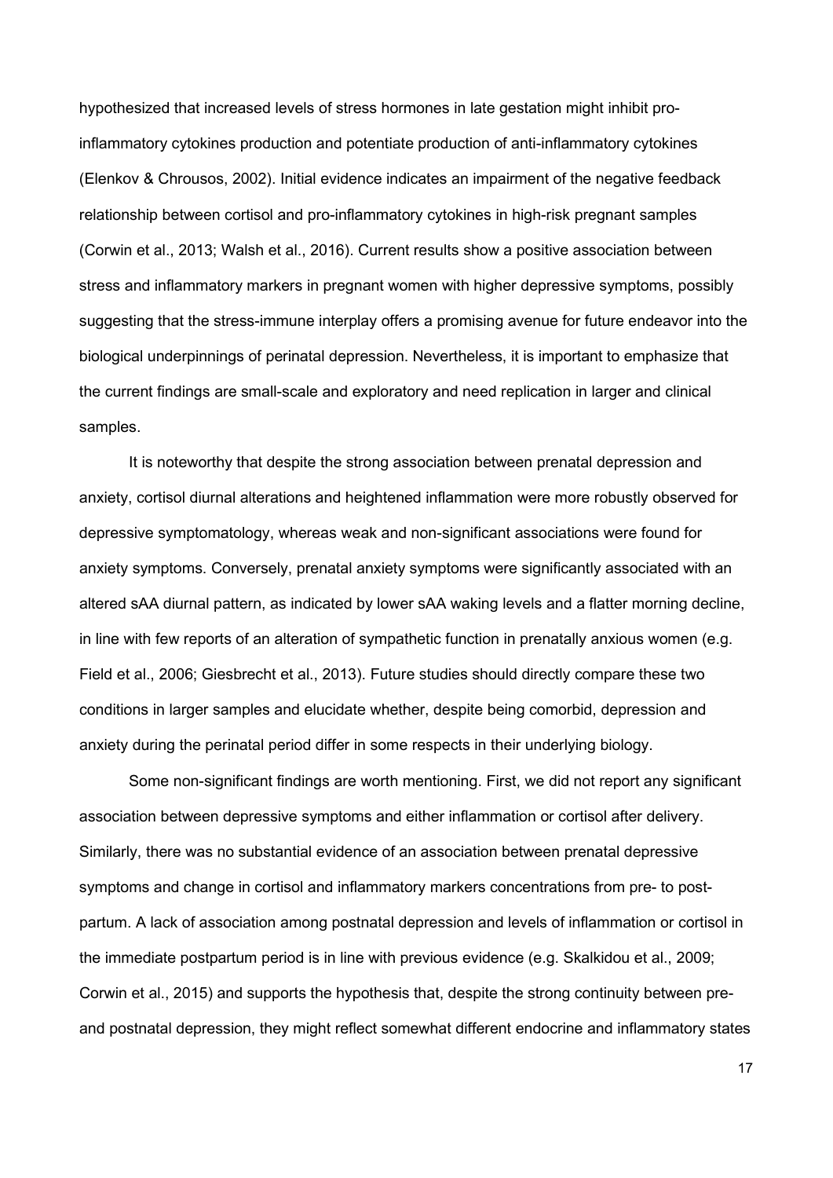hypothesized that increased levels of stress hormones in late gestation might inhibit pro-inflammatory cytokines production and potentiate production of anti-inflammatory cytokines (Elenkov & Chrousos, 2002). Initial evidence indicates an impairment of the negative feedback relationship between cortisol and pro-inflammatory cytokines in high-risk pregnant samples (Corwin et al., 2013; Walsh et al., 2016). Current results show a positive association between stress and inflammatory markers in pregnant women with higher depressive symptoms, possibly suggesting that the stress-immune interplay offers a promising avenue for future endeavor into the biological underpinnings of perinatal depression. Nevertheless, it is important to emphasize that the current findings are small-scale and exploratory and need replication in larger and clinical samples.

It is noteworthy that despite the strong association between prenatal depression and anxiety, cortisol diurnal alterations and heightened inflammation were more robustly observed for depressive symptomatology, whereas weak and non-significant associations were found for anxiety symptoms. Conversely, prenatal anxiety symptoms were significantly associated with an altered sAA diurnal pattern, as indicated by lower sAA waking levels and a flatter morning decline, in line with few reports of an alteration of sympathetic function in prenatally anxious women (e.g. Field et al., 2006; Giesbrecht et al., 2013). Future studies should directly compare these two conditions in larger samples and elucidate whether, despite being comorbid, depression and anxiety during the perinatal period differ in some respects in their underlying biology.

Some non-significant findings are worth mentioning. First, we did not report any significant association between depressive symptoms and either inflammation or cortisol after delivery. Similarly, there was no substantial evidence of an association between prenatal depressive symptoms and change in cortisol and inflammatory markers concentrations from pre- to post-partum. A lack of association among postnatal depression and levels of inflammation or cortisol in the immediate postpartum period is in line with previous evidence (e.g. Skalkidou et al., 2009; Corwin et al., 2015) and supports the hypothesis that, despite the strong continuity between pre- and postnatal depression, they might reflect somewhat different endocrine and inflammatory states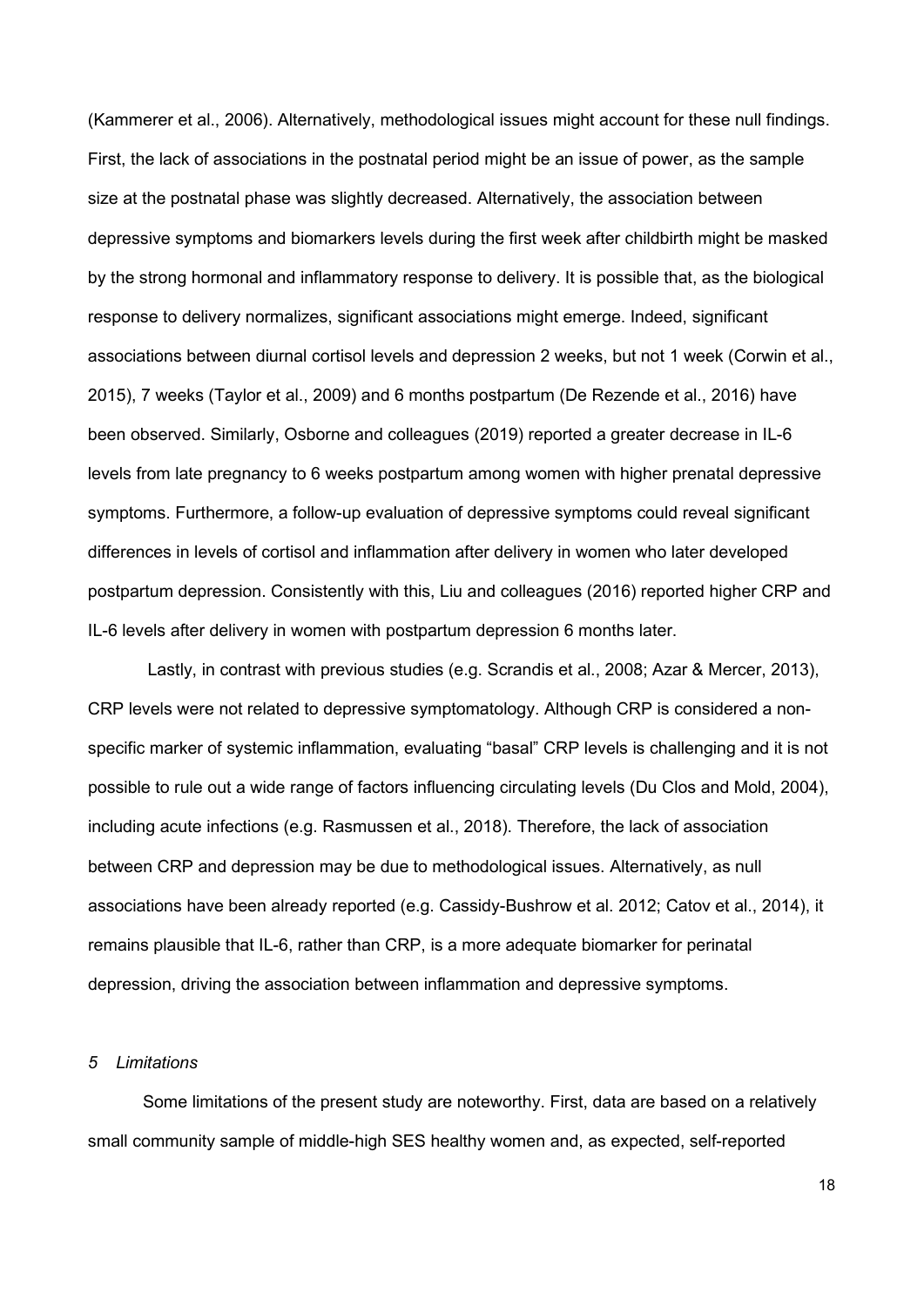(Kammerer et al., 2006). Alternatively, methodological issues might account for these null findings. First, the lack of associations in the postnatal period might be an issue of power, as the sample size at the postnatal phase was slightly decreased. Alternatively, the association between depressive symptoms and biomarkers levels during the first week after childbirth might be masked by the strong hormonal and inflammatory response to delivery. It is possible that, as the biological response to delivery normalizes, significant associations might emerge. Indeed, significant associations between diurnal cortisol levels and depression 2 weeks, but not 1 week (Corwin et al., 2015), 7 weeks (Taylor et al., 2009) and 6 months postpartum (De Rezende et al., 2016) have been observed. Similarly, Osborne and colleagues (2019) reported a greater decrease in IL-6 levels from late pregnancy to 6 weeks postpartum among women with higher prenatal depressive symptoms. Furthermore, a follow-up evaluation of depressive symptoms could reveal significant differences in levels of cortisol and inflammation after delivery in women who later developed postpartum depression. Consistently with this, Liu and colleagues (2016) reported higher CRP and IL-6 levels after delivery in women with postpartum depression 6 months later.

Lastly, in contrast with previous studies (e.g. Scrandis et al., 2008; Azar & Mercer, 2013), CRP levels were not related to depressive symptomatology. Although CRP is considered a non-specific marker of systemic inflammation, evaluating "basal" CRP levels is challenging and it is not possible to rule out a wide range of factors influencing circulating levels (Du Clos and Mold, 2004), including acute infections (e.g. Rasmussen et al., 2018). Therefore, the lack of association between CRP and depression may be due to methodological issues. Alternatively, as null associations have been already reported (e.g. Cassidy-Bushrow et al. 2012; Catov et al., 2014), it remains plausible that IL-6, rather than CRP, is a more adequate biomarker for perinatal depression, driving the association between inflammation and depressive symptoms.

## *5 Limitations*

Some limitations of the present study are noteworthy. First, data are based on a relatively small community sample of middle-high SES healthy women and, as expected, self-reported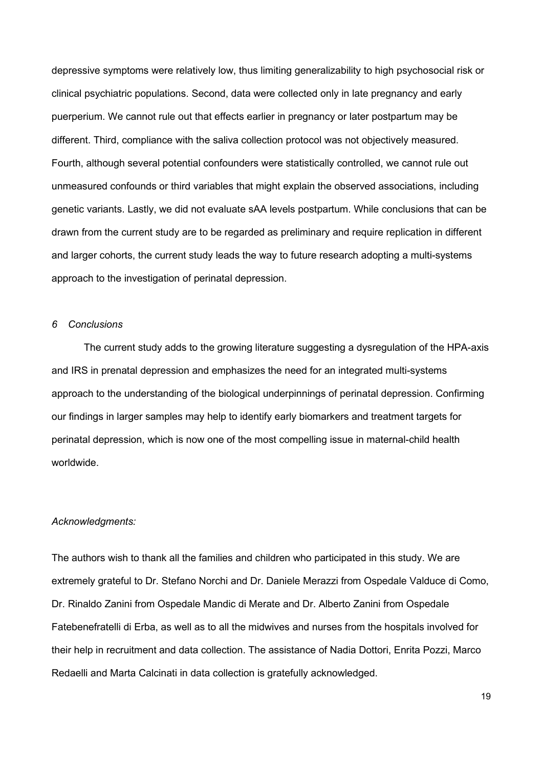depressive symptoms were relatively low, thus limiting generalizability to high psychosocial risk or clinical psychiatric populations. Second, data were collected only in late pregnancy and early puerperium. We cannot rule out that effects earlier in pregnancy or later postpartum may be different. Third, compliance with the saliva collection protocol was not objectively measured. Fourth, although several potential confounders were statistically controlled, we cannot rule out unmeasured confounds or third variables that might explain the observed associations, including genetic variants. Lastly, we did not evaluate sAA levels postpartum. While conclusions that can be drawn from the current study are to be regarded as preliminary and require replication in different and larger cohorts, the current study leads the way to future research adopting a multi-systems approach to the investigation of perinatal depression.

## *6 Conclusions*

The current study adds to the growing literature suggesting a dysregulation of the HPA-axis and IRS in prenatal depression and emphasizes the need for an integrated multi-systems approach to the understanding of the biological underpinnings of perinatal depression. Confirming our findings in larger samples may help to identify early biomarkers and treatment targets for perinatal depression, which is now one of the most compelling issue in maternal-child health worldwide.

*Acknowledgments:*

The authors wish to thank all the families and children who participated in this study. We are extremely grateful to Dr. Stefano Norchi and Dr. Daniele Merazzi from Ospedale Valduce di Como, Dr. Rinaldo Zanini from Ospedale Mandic di Merate and Dr. Alberto Zanini from Ospedale Fatebenefratelli di Erba, as well as to all the midwives and nurses from the hospitals involved for their help in recruitment and data collection. The assistance of Nadia Dottori, Enrita Pozzi, Marco Redaelli and Marta Calcinati in data collection is gratefully acknowledged.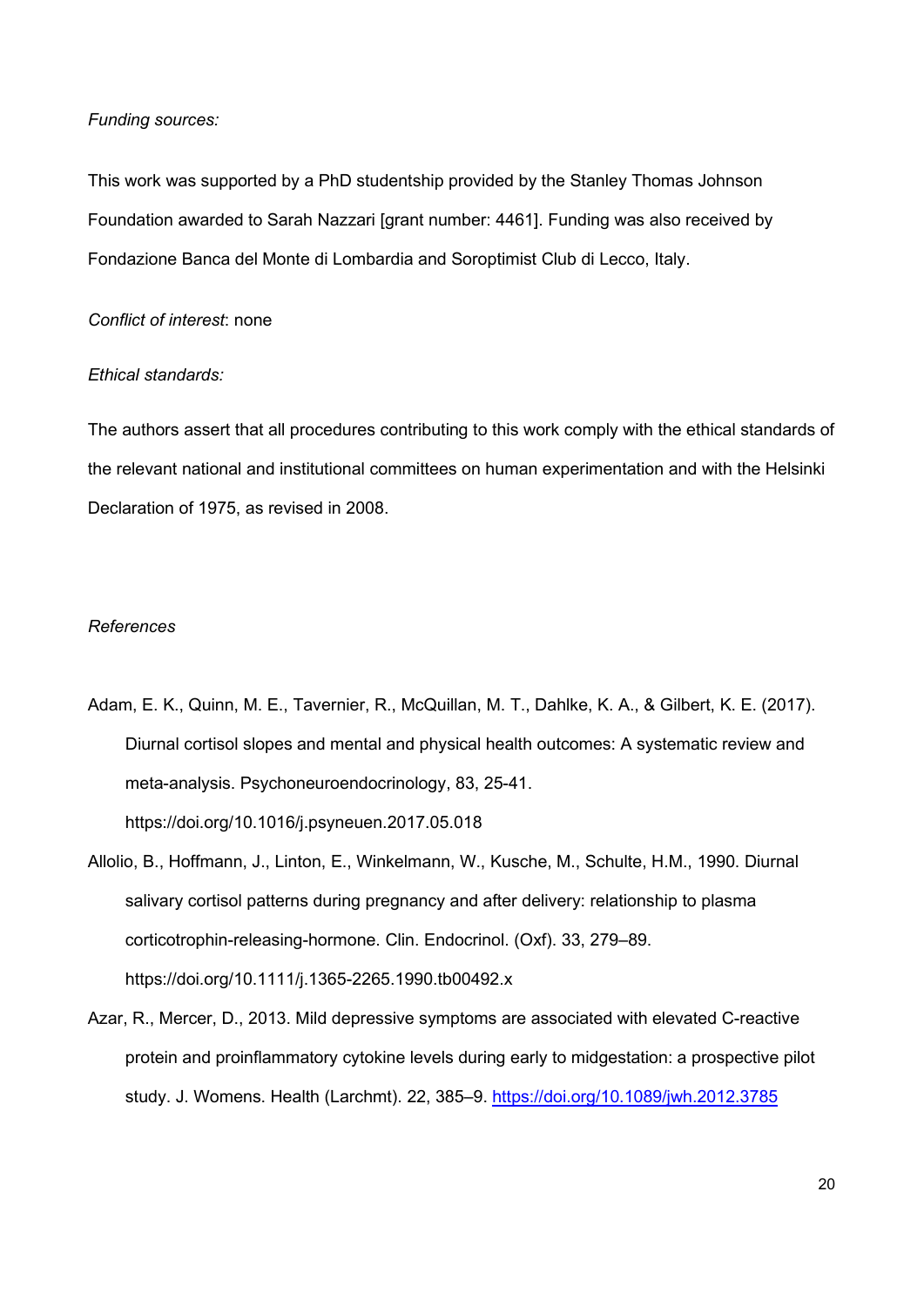*Funding sources:*

This work was supported by a PhD studentship provided by the Stanley Thomas Johnson Foundation awarded to Sarah Nazzari [grant number: 4461]. Funding was also received by Fondazione Banca del Monte di Lombardia and Soroptimist Club di Lecco, Italy.

*Conflict of interest*: none

*Ethical standards:*

The authors assert that all procedures contributing to this work comply with the ethical standards of the relevant national and institutional committees on human experimentation and with the Helsinki Declaration of 1975, as revised in 2008.

*References*

Adam, E. K., Quinn, M. E., Tavernier, R., McQuillan, M. T., Dahlke, K. A., & Gilbert, K. E. (2017). Diurnal cortisol slopes and mental and physical health outcomes: A systematic review and meta-analysis. Psychoneuroendocrinology, 83, 25-41. https://doi.org/10.1016/j.psyneuen.2017.05.018

Allolio, B., Hoffmann, J., Linton, E., Winkelmann, W., Kusche, M., Schulte, H.M., 1990. Diurnal salivary cortisol patterns during pregnancy and after delivery: relationship to plasma corticotrophin-releasing-hormone. Clin. Endocrinol. (Oxf). 33, 279–89. https://doi.org/10.1111/j.1365-2265.1990.tb00492.x

Azar, R., Mercer, D., 2013. Mild depressive symptoms are associated with elevated C-reactive protein and proinflammatory cytokine levels during early to midgestation: a prospective pilot study. J. Womens. Health (Larchmt). 22, 385–9. https://doi.org/10.1089/jwh.2012.3785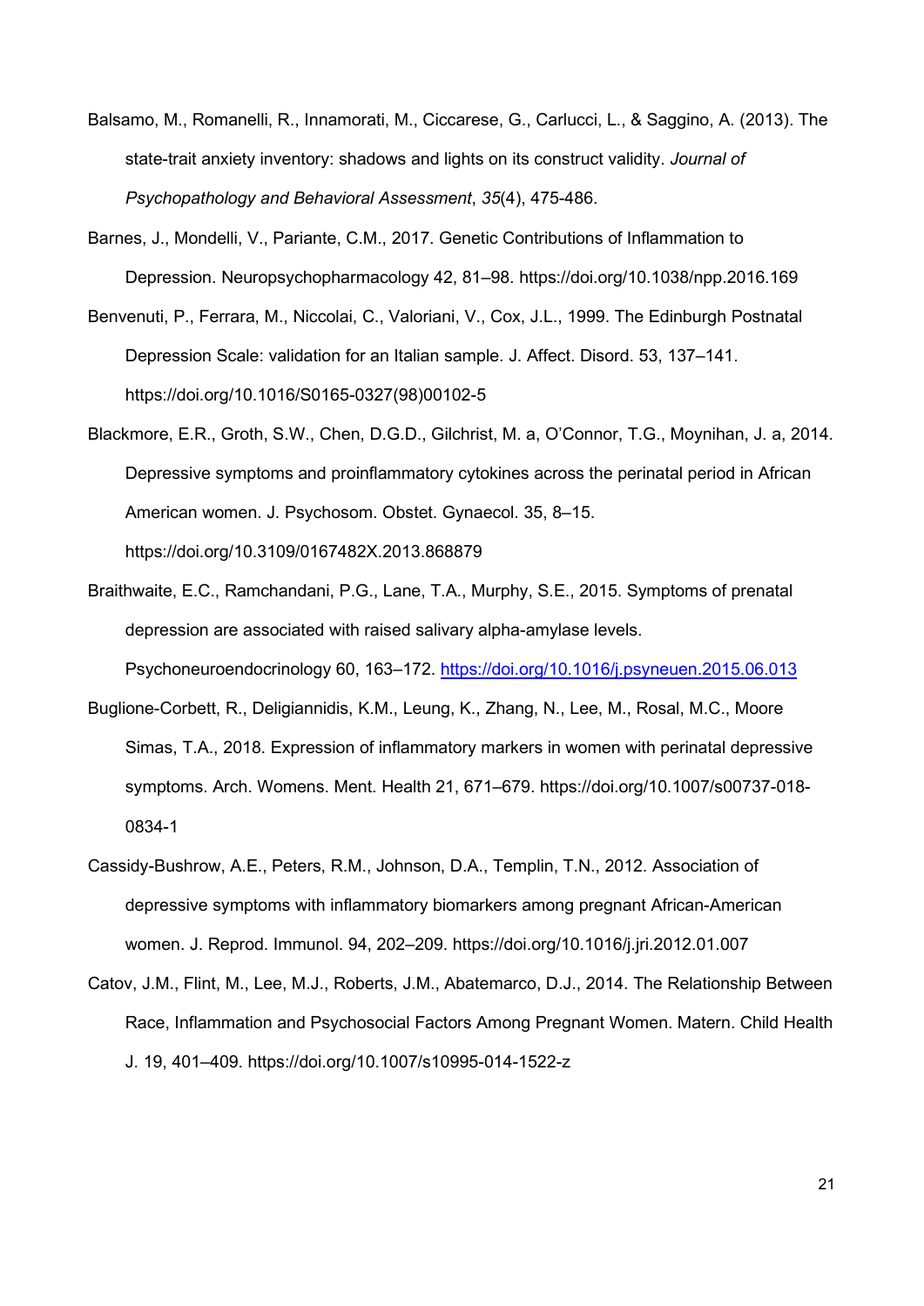Balsamo, M., Romanelli, R., Innamorati, M., Ciccarese, G., Carlucci, L., & Saggino, A. (2013). The state-trait anxiety inventory: shadows and lights on its construct validity. *Journal of Psychopathology and Behavioral Assessment*, *35*(4), 475-486.

Barnes, J., Mondelli, V., Pariante, C.M., 2017. Genetic Contributions of Inflammation to Depression. Neuropsychopharmacology 42, 81–98. https://doi.org/10.1038/npp.2016.169

Benvenuti, P., Ferrara, M., Niccolai, C., Valoriani, V., Cox, J.L., 1999. The Edinburgh Postnatal Depression Scale: validation for an Italian sample. J. Affect. Disord. 53, 137–141. https://doi.org/10.1016/S0165-0327(98)00102-5

Blackmore, E.R., Groth, S.W., Chen, D.G.D., Gilchrist, M. a, O'Connor, T.G., Moynihan, J. a, 2014. Depressive symptoms and proinflammatory cytokines across the perinatal period in African American women. J. Psychosom. Obstet. Gynaecol. 35, 8–15. https://doi.org/10.3109/0167482X.2013.868879

Braithwaite, E.C., Ramchandani, P.G., Lane, T.A., Murphy, S.E., 2015. Symptoms of prenatal depression are associated with raised salivary alpha-amylase levels. Psychoneuroendocrinology 60, 163–172. https://doi.org/10.1016/j.psyneuen.2015.06.013

Buglione-Corbett, R., Deligiannidis, K.M., Leung, K., Zhang, N., Lee, M., Rosal, M.C., Moore Simas, T.A., 2018. Expression of inflammatory markers in women with perinatal depressive symptoms. Arch. Womens. Ment. Health 21, 671–679. https://doi.org/10.1007/s00737-018-0834-1

Cassidy-Bushrow, A.E., Peters, R.M., Johnson, D.A., Templin, T.N., 2012. Association of depressive symptoms with inflammatory biomarkers among pregnant African-American women. J. Reprod. Immunol. 94, 202–209. https://doi.org/10.1016/j.jri.2012.01.007

Catov, J.M., Flint, M., Lee, M.J., Roberts, J.M., Abatemarco, D.J., 2014. The Relationship Between Race, Inflammation and Psychosocial Factors Among Pregnant Women. Matern. Child Health J. 19, 401–409. https://doi.org/10.1007/s10995-014-1522-z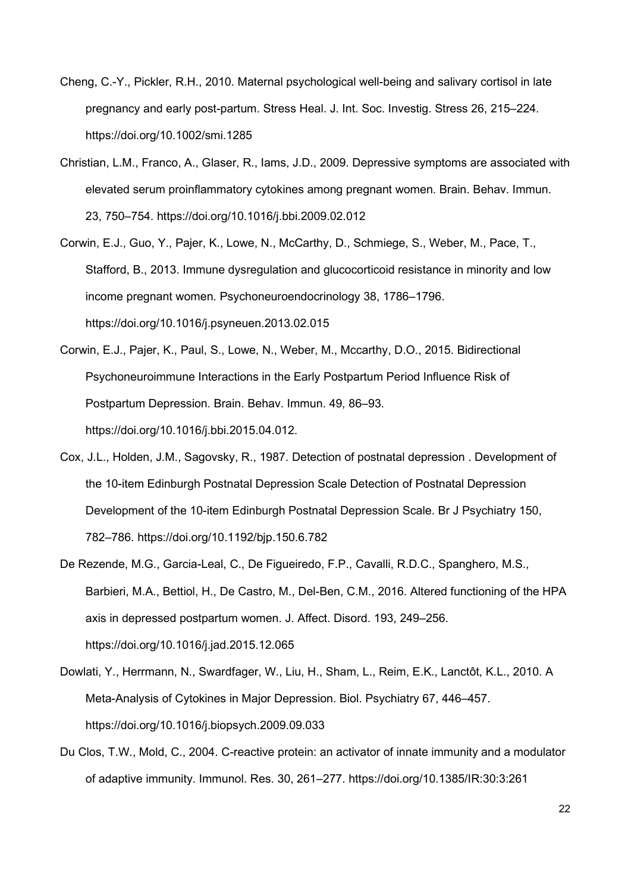Cheng, C.-Y., Pickler, R.H., 2010. Maternal psychological well-being and salivary cortisol in late pregnancy and early post-partum. Stress Heal. J. Int. Soc. Investig. Stress 26, 215–224. https://doi.org/10.1002/smi.1285

Christian, L.M., Franco, A., Glaser, R., Iams, J.D., 2009. Depressive symptoms are associated with elevated serum proinflammatory cytokines among pregnant women. Brain. Behav. Immun. 23, 750–754. https://doi.org/10.1016/j.bbi.2009.02.012

Corwin, E.J., Guo, Y., Pajer, K., Lowe, N., McCarthy, D., Schmiege, S., Weber, M., Pace, T., Stafford, B., 2013. Immune dysregulation and glucocorticoid resistance in minority and low income pregnant women. Psychoneuroendocrinology 38, 1786–1796. https://doi.org/10.1016/j.psyneuen.2013.02.015

Corwin, E.J., Pajer, K., Paul, S., Lowe, N., Weber, M., Mccarthy, D.O., 2015. Bidirectional Psychoneuroimmune Interactions in the Early Postpartum Period Influence Risk of Postpartum Depression. Brain. Behav. Immun. 49, 86–93. https://doi.org/10.1016/j.bbi.2015.04.012.

Cox, J.L., Holden, J.M., Sagovsky, R., 1987. Detection of postnatal depression . Development of the 10-item Edinburgh Postnatal Depression Scale Detection of Postnatal Depression Development of the 10-item Edinburgh Postnatal Depression Scale. Br J Psychiatry 150, 782–786. https://doi.org/10.1192/bjp.150.6.782

De Rezende, M.G., Garcia-Leal, C., De Figueiredo, F.P., Cavalli, R.D.C., Spanghero, M.S., Barbieri, M.A., Bettiol, H., De Castro, M., Del-Ben, C.M., 2016. Altered functioning of the HPA axis in depressed postpartum women. J. Affect. Disord. 193, 249–256. https://doi.org/10.1016/j.jad.2015.12.065

Dowlati, Y., Herrmann, N., Swardfager, W., Liu, H., Sham, L., Reim, E.K., Lanctôt, K.L., 2010. A Meta-Analysis of Cytokines in Major Depression. Biol. Psychiatry 67, 446–457. https://doi.org/10.1016/j.biopsych.2009.09.033

Du Clos, T.W., Mold, C., 2004. C-reactive protein: an activator of innate immunity and a modulator of adaptive immunity. Immunol. Res. 30, 261–277. https://doi.org/10.1385/IR:30:3:261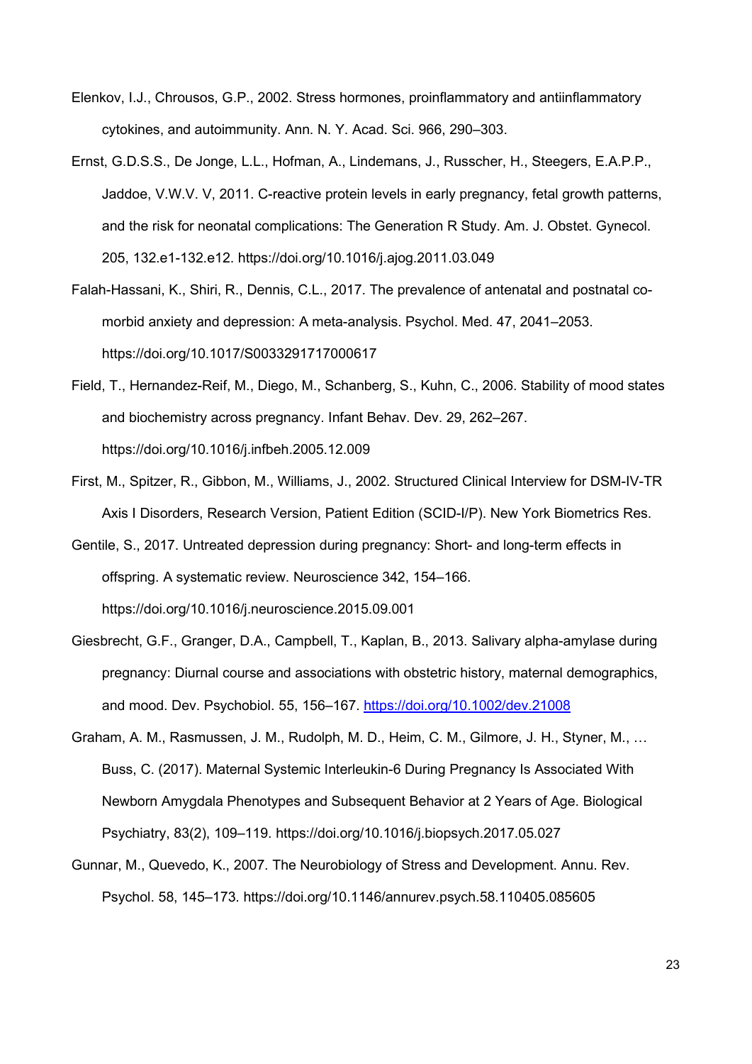Elenkov, I.J., Chrousos, G.P., 2002. Stress hormones, proinflammatory and antiinflammatory cytokines, and autoimmunity. Ann. N. Y. Acad. Sci. 966, 290–303.

Ernst, G.D.S.S., De Jonge, L.L., Hofman, A., Lindemans, J., Russcher, H., Steegers, E.A.P.P., Jaddoe, V.W.V. V, 2011. C-reactive protein levels in early pregnancy, fetal growth patterns, and the risk for neonatal complications: The Generation R Study. Am. J. Obstet. Gynecol. 205, 132.e1-132.e12. https://doi.org/10.1016/j.ajog.2011.03.049

Falah-Hassani, K., Shiri, R., Dennis, C.L., 2017. The prevalence of antenatal and postnatal co-morbid anxiety and depression: A meta-analysis. Psychol. Med. 47, 2041–2053. https://doi.org/10.1017/S0033291717000617

Field, T., Hernandez-Reif, M., Diego, M., Schanberg, S., Kuhn, C., 2006. Stability of mood states and biochemistry across pregnancy. Infant Behav. Dev. 29, 262–267. https://doi.org/10.1016/j.infbeh.2005.12.009

First, M., Spitzer, R., Gibbon, M., Williams, J., 2002. Structured Clinical Interview for DSM-IV-TR Axis I Disorders, Research Version, Patient Edition (SCID-I/P). New York Biometrics Res.

Gentile, S., 2017. Untreated depression during pregnancy: Short- and long-term effects in offspring. A systematic review. Neuroscience 342, 154–166. https://doi.org/10.1016/j.neuroscience.2015.09.001

Giesbrecht, G.F., Granger, D.A., Campbell, T., Kaplan, B., 2013. Salivary alpha-amylase during pregnancy: Diurnal course and associations with obstetric history, maternal demographics, and mood. Dev. Psychobiol. 55, 156–167. https://doi.org/10.1002/dev.21008

Graham, A. M., Rasmussen, J. M., Rudolph, M. D., Heim, C. M., Gilmore, J. H., Styner, M., … Buss, C. (2017). Maternal Systemic Interleukin-6 During Pregnancy Is Associated With Newborn Amygdala Phenotypes and Subsequent Behavior at 2 Years of Age. Biological Psychiatry, 83(2), 109–119. https://doi.org/10.1016/j.biopsych.2017.05.027

Gunnar, M., Quevedo, K., 2007. The Neurobiology of Stress and Development. Annu. Rev. Psychol. 58, 145–173. https://doi.org/10.1146/annurev.psych.58.110405.085605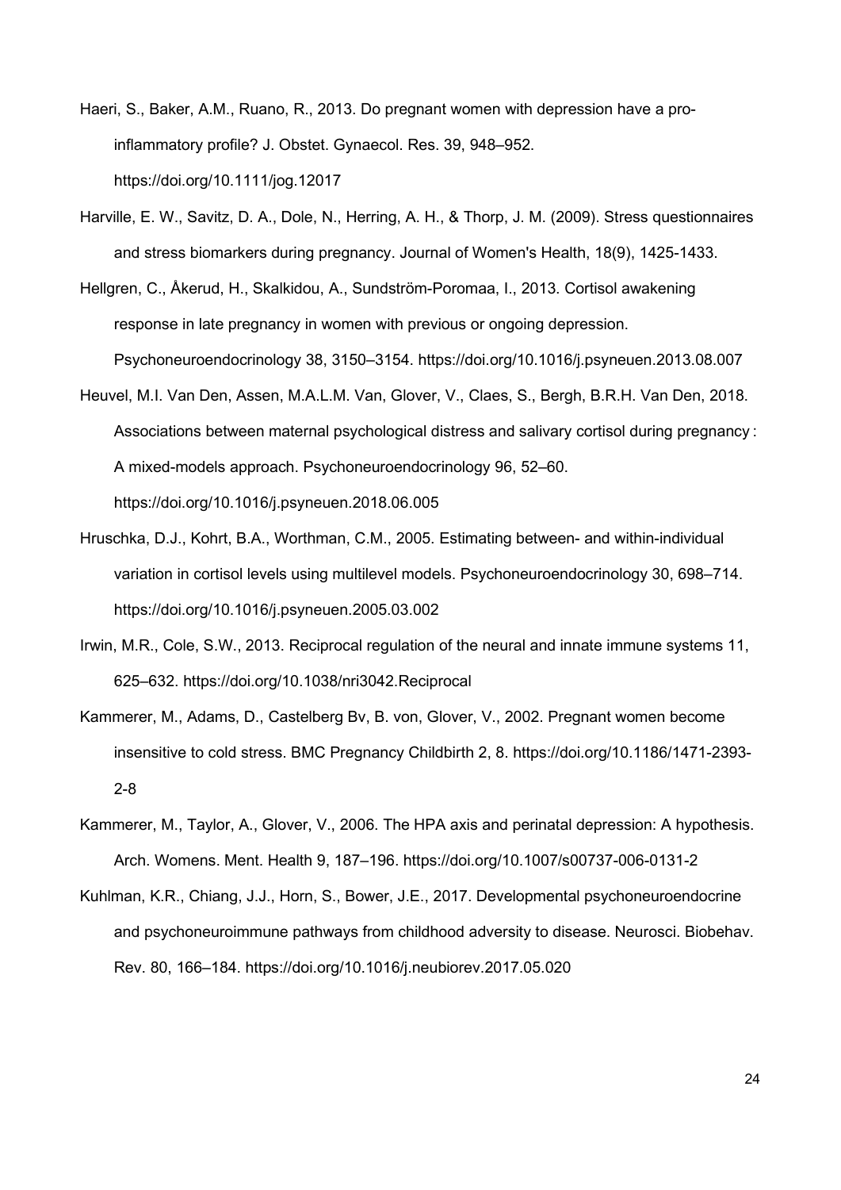Haeri, S., Baker, A.M., Ruano, R., 2013. Do pregnant women with depression have a pro-inflammatory profile? J. Obstet. Gynaecol. Res. 39, 948–952. https://doi.org/10.1111/jog.12017

Harville, E. W., Savitz, D. A., Dole, N., Herring, A. H., & Thorp, J. M. (2009). Stress questionnaires and stress biomarkers during pregnancy. Journal of Women's Health, 18(9), 1425-1433.

Hellgren, C., Åkerud, H., Skalkidou, A., Sundström-Poromaa, I., 2013. Cortisol awakening response in late pregnancy in women with previous or ongoing depression. Psychoneuroendocrinology 38, 3150–3154. https://doi.org/10.1016/j.psyneuen.2013.08.007

Heuvel, M.I. Van Den, Assen, M.A.L.M. Van, Glover, V., Claes, S., Bergh, B.R.H. Van Den, 2018. Associations between maternal psychological distress and salivary cortisol during pregnancy : A mixed-models approach. Psychoneuroendocrinology 96, 52–60. https://doi.org/10.1016/j.psyneuen.2018.06.005

Hruschka, D.J., Kohrt, B.A., Worthman, C.M., 2005. Estimating between- and within-individual variation in cortisol levels using multilevel models. Psychoneuroendocrinology 30, 698–714. https://doi.org/10.1016/j.psyneuen.2005.03.002

Irwin, M.R., Cole, S.W., 2013. Reciprocal regulation of the neural and innate immune systems 11, 625–632. https://doi.org/10.1038/nri3042.Reciprocal

Kammerer, M., Adams, D., Castelberg Bv, B. von, Glover, V., 2002. Pregnant women become insensitive to cold stress. BMC Pregnancy Childbirth 2, 8. https://doi.org/10.1186/1471-2393-2-8

Kammerer, M., Taylor, A., Glover, V., 2006. The HPA axis and perinatal depression: A hypothesis. Arch. Womens. Ment. Health 9, 187–196. https://doi.org/10.1007/s00737-006-0131-2

Kuhlman, K.R., Chiang, J.J., Horn, S., Bower, J.E., 2017. Developmental psychoneuroendocrine and psychoneuroimmune pathways from childhood adversity to disease. Neurosci. Biobehav. Rev. 80, 166–184. https://doi.org/10.1016/j.neubiorev.2017.05.020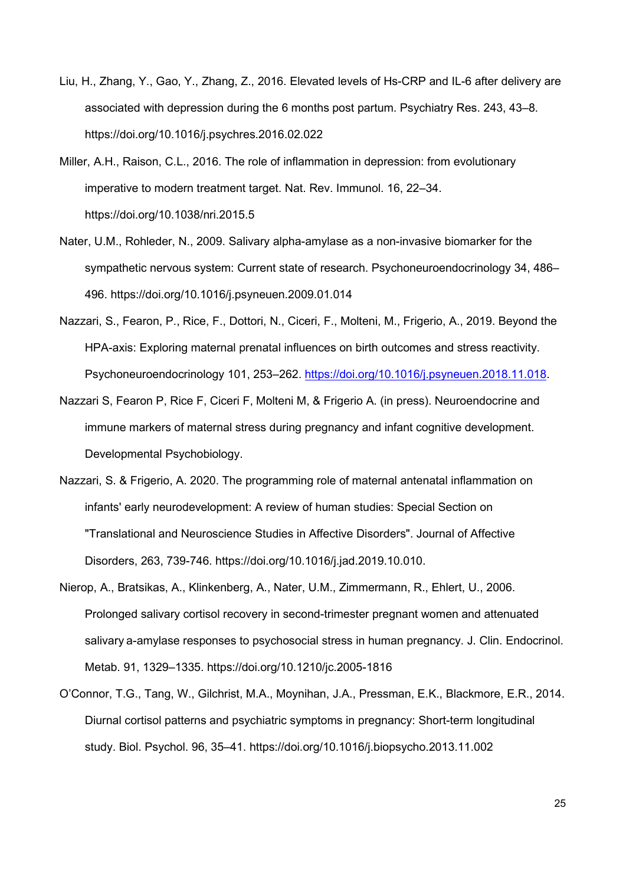Liu, H., Zhang, Y., Gao, Y., Zhang, Z., 2016. Elevated levels of Hs-CRP and IL-6 after delivery are associated with depression during the 6 months post partum. Psychiatry Res. 243, 43–8. https://doi.org/10.1016/j.psychres.2016.02.022

Miller, A.H., Raison, C.L., 2016. The role of inflammation in depression: from evolutionary imperative to modern treatment target. Nat. Rev. Immunol. 16, 22–34. https://doi.org/10.1038/nri.2015.5

Nater, U.M., Rohleder, N., 2009. Salivary alpha-amylase as a non-invasive biomarker for the sympathetic nervous system: Current state of research. Psychoneuroendocrinology 34, 486–496. https://doi.org/10.1016/j.psyneuen.2009.01.014

Nazzari, S., Fearon, P., Rice, F., Dottori, N., Ciceri, F., Molteni, M., Frigerio, A., 2019. Beyond the HPA-axis: Exploring maternal prenatal influences on birth outcomes and stress reactivity. Psychoneuroendocrinology 101, 253–262. https://doi.org/10.1016/j.psyneuen.2018.11.018.

Nazzari S, Fearon P, Rice F, Ciceri F, Molteni M, & Frigerio A. (in press). Neuroendocrine and immune markers of maternal stress during pregnancy and infant cognitive development. Developmental Psychobiology.

Nazzari, S. & Frigerio, A. 2020. The programming role of maternal antenatal inflammation on infants' early neurodevelopment: A review of human studies: Special Section on "Translational and Neuroscience Studies in Affective Disorders". Journal of Affective Disorders, 263, 739-746. https://doi.org/10.1016/j.jad.2019.10.010.

Nierop, A., Bratsikas, A., Klinkenberg, A., Nater, U.M., Zimmermann, R., Ehlert, U., 2006. Prolonged salivary cortisol recovery in second-trimester pregnant women and attenuated salivary a-amylase responses to psychosocial stress in human pregnancy. J. Clin. Endocrinol. Metab. 91, 1329–1335. https://doi.org/10.1210/jc.2005-1816

O'Connor, T.G., Tang, W., Gilchrist, M.A., Moynihan, J.A., Pressman, E.K., Blackmore, E.R., 2014. Diurnal cortisol patterns and psychiatric symptoms in pregnancy: Short-term longitudinal study. Biol. Psychol. 96, 35–41. https://doi.org/10.1016/j.biopsycho.2013.11.002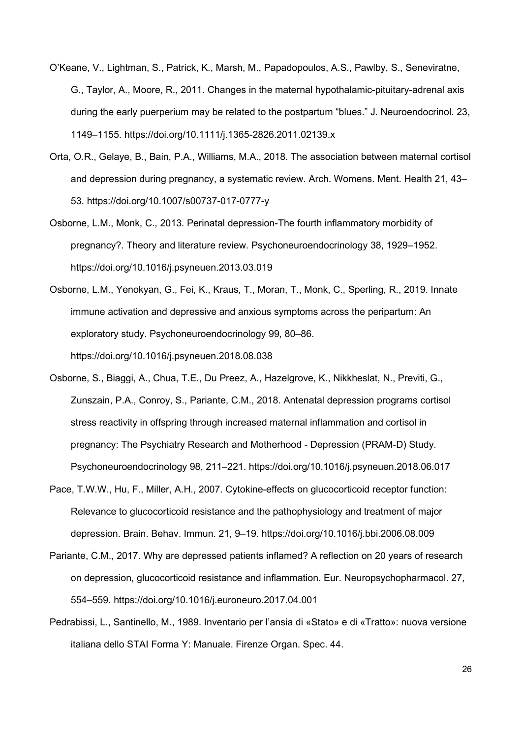O'Keane, V., Lightman, S., Patrick, K., Marsh, M., Papadopoulos, A.S., Pawlby, S., Seneviratne, G., Taylor, A., Moore, R., 2011. Changes in the maternal hypothalamic-pituitary-adrenal axis during the early puerperium may be related to the postpartum "blues." J. Neuroendocrinol. 23, 1149–1155. https://doi.org/10.1111/j.1365-2826.2011.02139.x

Orta, O.R., Gelaye, B., Bain, P.A., Williams, M.A., 2018. The association between maternal cortisol and depression during pregnancy, a systematic review. Arch. Womens. Ment. Health 21, 43–53. https://doi.org/10.1007/s00737-017-0777-y

Osborne, L.M., Monk, C., 2013. Perinatal depression-The fourth inflammatory morbidity of pregnancy?. Theory and literature review. Psychoneuroendocrinology 38, 1929–1952. https://doi.org/10.1016/j.psyneuen.2013.03.019

Osborne, L.M., Yenokyan, G., Fei, K., Kraus, T., Moran, T., Monk, C., Sperling, R., 2019. Innate immune activation and depressive and anxious symptoms across the peripartum: An exploratory study. Psychoneuroendocrinology 99, 80–86. https://doi.org/10.1016/j.psyneuen.2018.08.038

Osborne, S., Biaggi, A., Chua, T.E., Du Preez, A., Hazelgrove, K., Nikkheslat, N., Previti, G., Zunszain, P.A., Conroy, S., Pariante, C.M., 2018. Antenatal depression programs cortisol stress reactivity in offspring through increased maternal inflammation and cortisol in pregnancy: The Psychiatry Research and Motherhood - Depression (PRAM-D) Study. Psychoneuroendocrinology 98, 211–221. https://doi.org/10.1016/j.psyneuen.2018.06.017

Pace, T.W.W., Hu, F., Miller, A.H., 2007. Cytokine-effects on glucocorticoid receptor function: Relevance to glucocorticoid resistance and the pathophysiology and treatment of major depression. Brain. Behav. Immun. 21, 9–19. https://doi.org/10.1016/j.bbi.2006.08.009

Pariante, C.M., 2017. Why are depressed patients inflamed? A reflection on 20 years of research on depression, glucocorticoid resistance and inflammation. Eur. Neuropsychopharmacol. 27, 554–559. https://doi.org/10.1016/j.euroneuro.2017.04.001

Pedrabissi, L., Santinello, M., 1989. Inventario per l'ansia di «Stato» e di «Tratto»: nuova versione italiana dello STAI Forma Y: Manuale. Firenze Organ. Spec. 44.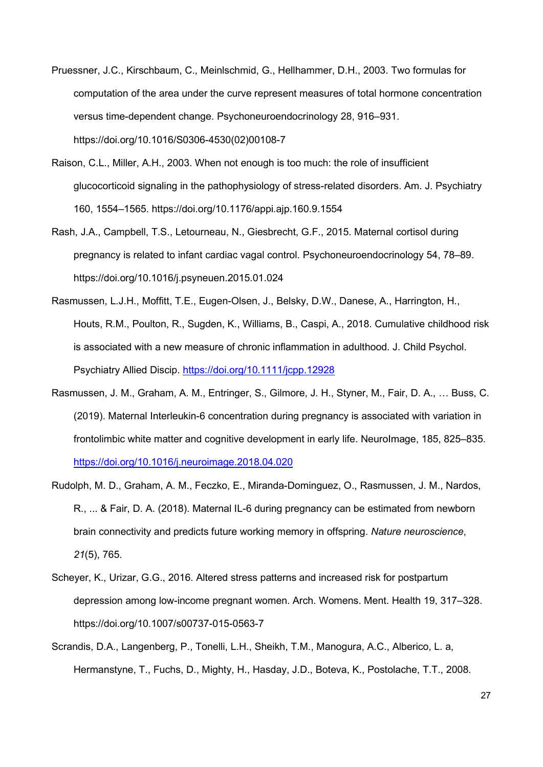Pruessner, J.C., Kirschbaum, C., Meinlschmid, G., Hellhammer, D.H., 2003. Two formulas for computation of the area under the curve represent measures of total hormone concentration versus time-dependent change. Psychoneuroendocrinology 28, 916–931. https://doi.org/10.1016/S0306-4530(02)00108-7

Raison, C.L., Miller, A.H., 2003. When not enough is too much: the role of insufficient glucocorticoid signaling in the pathophysiology of stress-related disorders. Am. J. Psychiatry 160, 1554–1565. https://doi.org/10.1176/appi.ajp.160.9.1554

Rash, J.A., Campbell, T.S., Letourneau, N., Giesbrecht, G.F., 2015. Maternal cortisol during pregnancy is related to infant cardiac vagal control. Psychoneuroendocrinology 54, 78–89. https://doi.org/10.1016/j.psyneuen.2015.01.024

Rasmussen, L.J.H., Moffitt, T.E., Eugen-Olsen, J., Belsky, D.W., Danese, A., Harrington, H., Houts, R.M., Poulton, R., Sugden, K., Williams, B., Caspi, A., 2018. Cumulative childhood risk is associated with a new measure of chronic inflammation in adulthood. J. Child Psychol. Psychiatry Allied Discip. https://doi.org/10.1111/jcpp.12928

Rasmussen, J. M., Graham, A. M., Entringer, S., Gilmore, J. H., Styner, M., Fair, D. A., … Buss, C. (2019). Maternal Interleukin-6 concentration during pregnancy is associated with variation in frontolimbic white matter and cognitive development in early life. NeuroImage, 185, 825–835. https://doi.org/10.1016/j.neuroimage.2018.04.020

Rudolph, M. D., Graham, A. M., Feczko, E., Miranda-Dominguez, O., Rasmussen, J. M., Nardos, R., ... & Fair, D. A. (2018). Maternal IL-6 during pregnancy can be estimated from newborn brain connectivity and predicts future working memory in offspring. *Nature neuroscience*, *21*(5), 765.

Scheyer, K., Urizar, G.G., 2016. Altered stress patterns and increased risk for postpartum depression among low-income pregnant women. Arch. Womens. Ment. Health 19, 317–328. https://doi.org/10.1007/s00737-015-0563-7

Scrandis, D.A., Langenberg, P., Tonelli, L.H., Sheikh, T.M., Manogura, A.C., Alberico, L. a, Hermanstyne, T., Fuchs, D., Mighty, H., Hasday, J.D., Boteva, K., Postolache, T.T., 2008.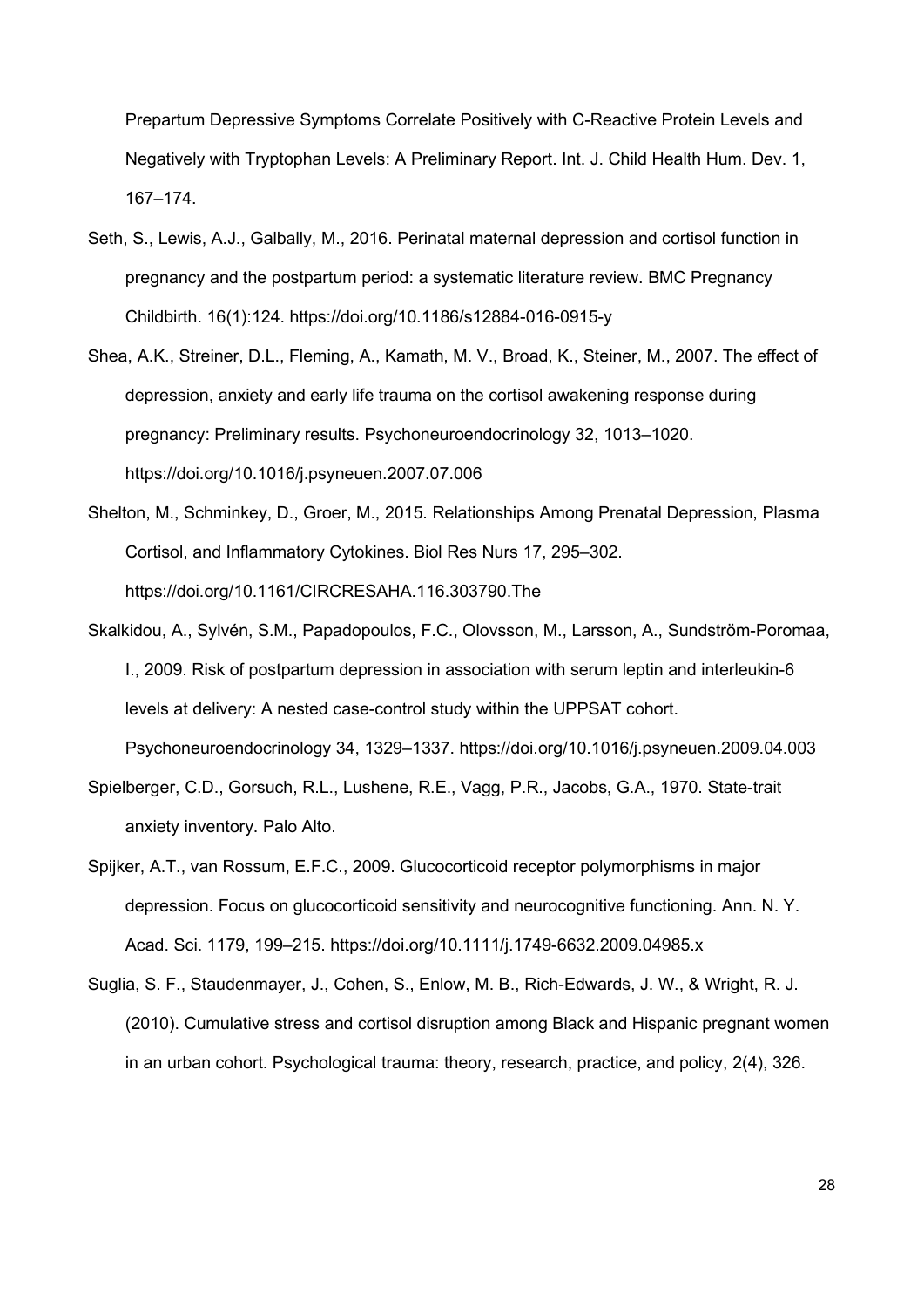Prepartum Depressive Symptoms Correlate Positively with C-Reactive Protein Levels and Negatively with Tryptophan Levels: A Preliminary Report. Int. J. Child Health Hum. Dev. 1, 167–174.

Seth, S., Lewis, A.J., Galbally, M., 2016. Perinatal maternal depression and cortisol function in pregnancy and the postpartum period: a systematic literature review. BMC Pregnancy Childbirth. 16(1):124. https://doi.org/10.1186/s12884-016-0915-y

Shea, A.K., Streiner, D.L., Fleming, A., Kamath, M. V., Broad, K., Steiner, M., 2007. The effect of depression, anxiety and early life trauma on the cortisol awakening response during pregnancy: Preliminary results. Psychoneuroendocrinology 32, 1013–1020. https://doi.org/10.1016/j.psyneuen.2007.07.006

Shelton, M., Schminkey, D., Groer, M., 2015. Relationships Among Prenatal Depression, Plasma Cortisol, and Inflammatory Cytokines. Biol Res Nurs 17, 295–302. https://doi.org/10.1161/CIRCRESAHA.116.303790.The

Skalkidou, A., Sylvén, S.M., Papadopoulos, F.C., Olovsson, M., Larsson, A., Sundström-Poromaa, I., 2009. Risk of postpartum depression in association with serum leptin and interleukin-6 levels at delivery: A nested case-control study within the UPPSAT cohort. Psychoneuroendocrinology 34, 1329–1337. https://doi.org/10.1016/j.psyneuen.2009.04.003

Spielberger, C.D., Gorsuch, R.L., Lushene, R.E., Vagg, P.R., Jacobs, G.A., 1970. State-trait anxiety inventory. Palo Alto.

Spijker, A.T., van Rossum, E.F.C., 2009. Glucocorticoid receptor polymorphisms in major depression. Focus on glucocorticoid sensitivity and neurocognitive functioning. Ann. N. Y. Acad. Sci. 1179, 199–215. https://doi.org/10.1111/j.1749-6632.2009.04985.x

Suglia, S. F., Staudenmayer, J., Cohen, S., Enlow, M. B., Rich-Edwards, J. W., & Wright, R. J. (2010). Cumulative stress and cortisol disruption among Black and Hispanic pregnant women in an urban cohort. Psychological trauma: theory, research, practice, and policy, 2(4), 326.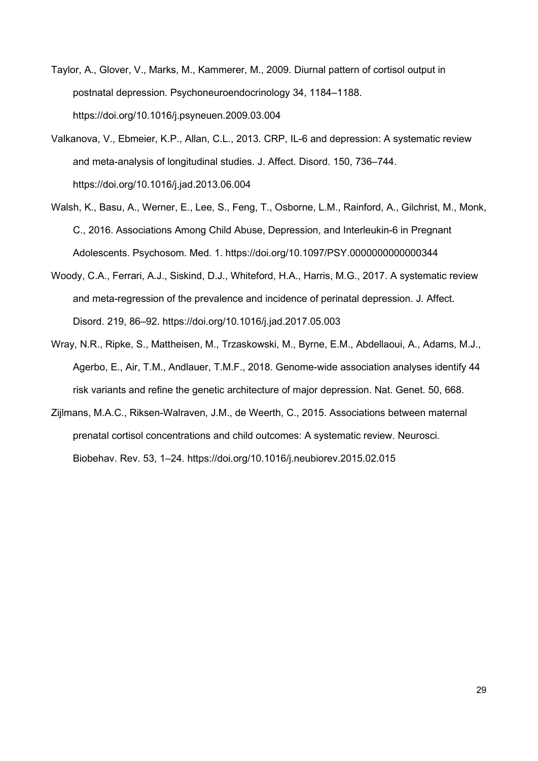Taylor, A., Glover, V., Marks, M., Kammerer, M., 2009. Diurnal pattern of cortisol output in postnatal depression. Psychoneuroendocrinology 34, 1184–1188. https://doi.org/10.1016/j.psyneuen.2009.03.004

Valkanova, V., Ebmeier, K.P., Allan, C.L., 2013. CRP, IL-6 and depression: A systematic review and meta-analysis of longitudinal studies. J. Affect. Disord. 150, 736–744. https://doi.org/10.1016/j.jad.2013.06.004

Walsh, K., Basu, A., Werner, E., Lee, S., Feng, T., Osborne, L.M., Rainford, A., Gilchrist, M., Monk, C., 2016. Associations Among Child Abuse, Depression, and Interleukin-6 in Pregnant Adolescents. Psychosom. Med. 1. https://doi.org/10.1097/PSY.0000000000000344

Woody, C.A., Ferrari, A.J., Siskind, D.J., Whiteford, H.A., Harris, M.G., 2017. A systematic review and meta-regression of the prevalence and incidence of perinatal depression. J. Affect. Disord. 219, 86–92. https://doi.org/10.1016/j.jad.2017.05.003

Wray, N.R., Ripke, S., Mattheisen, M., Trzaskowski, M., Byrne, E.M., Abdellaoui, A., Adams, M.J., Agerbo, E., Air, T.M., Andlauer, T.M.F., 2018. Genome-wide association analyses identify 44 risk variants and refine the genetic architecture of major depression. Nat. Genet. 50, 668.

Zijlmans, M.A.C., Riksen-Walraven, J.M., de Weerth, C., 2015. Associations between maternal prenatal cortisol concentrations and child outcomes: A systematic review. Neurosci. Biobehav. Rev. 53, 1–24. https://doi.org/10.1016/j.neubiorev.2015.02.015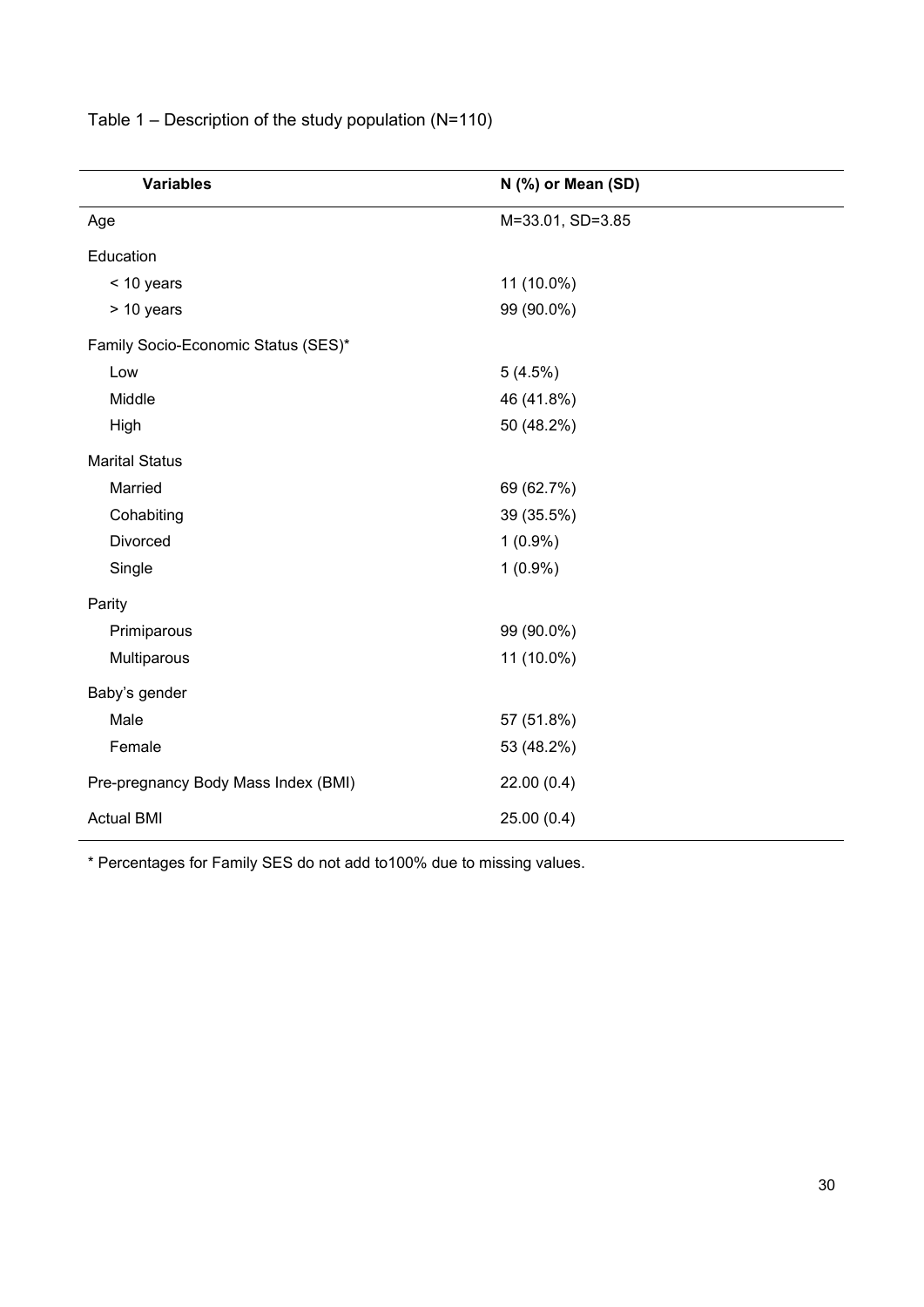Table 1 – Description of the study population (N=110)

| Variables | N (%) or Mean (SD) |
|---|---|
| Age | M=33.01, SD=3.85 |
| Education | |
| < 10 years | 11 (10.0%) |
| > 10 years | 99 (90.0%) |
| Family Socio-Economic Status (SES)* | |
| Low | 5 (4.5%) |
| Middle | 46 (41.8%) |
| High | 50 (48.2%) |
| Marital Status | |
| Married | 69 (62.7%) |
| Cohabiting | 39 (35.5%) |
| Divorced | 1 (0.9%) |
| Single | 1 (0.9%) |
| Parity | |
| Primiparous | 99 (90.0%) |
| Multiparous | 11 (10.0%) |
| Baby's gender | |
| Male | 57 (51.8%) |
| Female | 53 (48.2%) |
| Pre-pregnancy Body Mass Index (BMI) | 22.00 (0.4) |
| Actual BMI | 25.00 (0.4) |

* Percentages for Family SES do not add to100% due to missing values.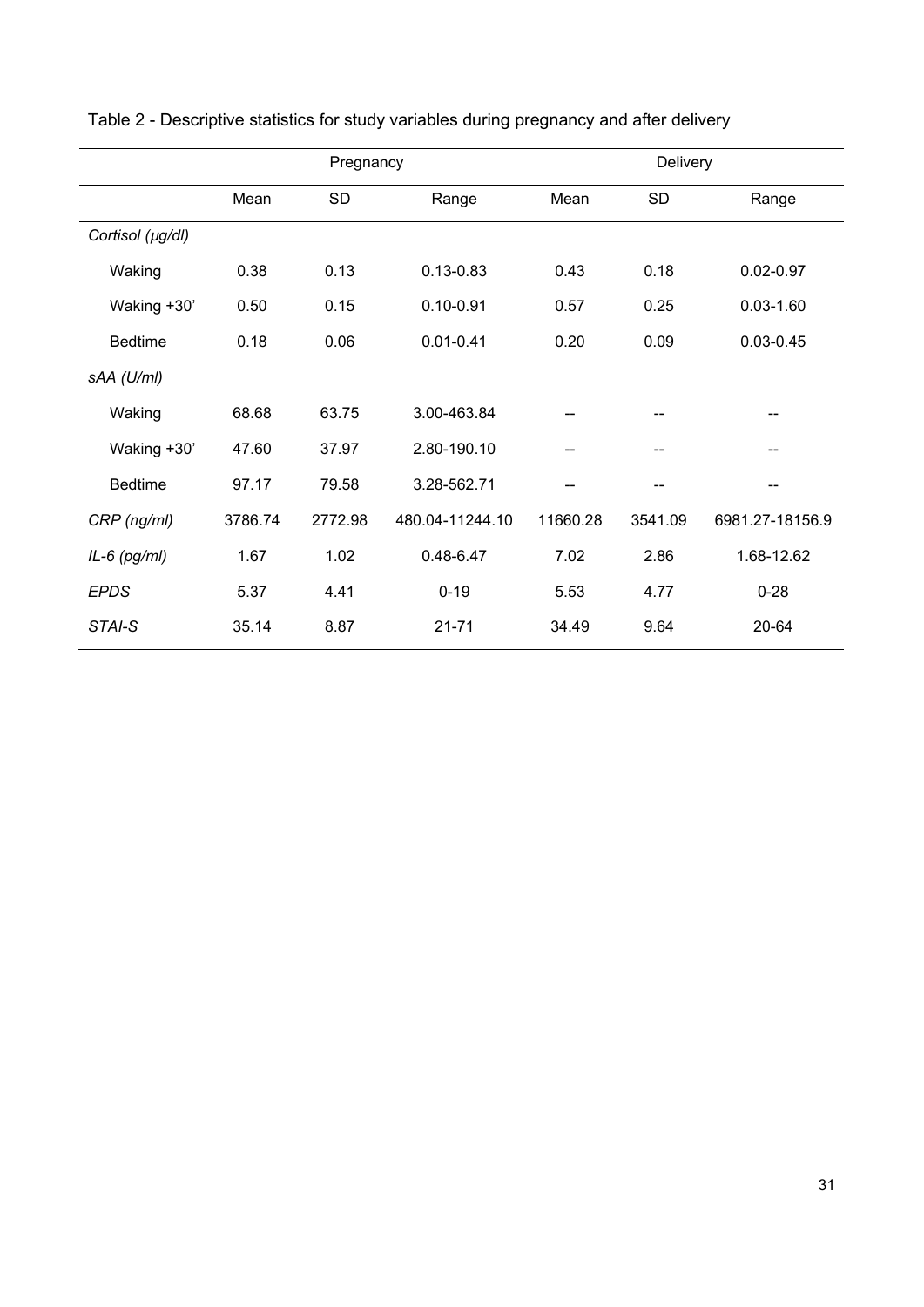Table 2 - Descriptive statistics for study variables during pregnancy and after delivery

| | Pregnancy | | | Delivery | | |
|---|---|---|---|---|---|---|
| | Mean | SD | Range | Mean | SD | Range |
| *Cortisol (μg/dl)* | | | | | | |
| Waking | 0.38 | 0.13 | 0.13-0.83 | 0.43 | 0.18 | 0.02-0.97 |
| Waking +30’ | 0.50 | 0.15 | 0.10-0.91 | 0.57 | 0.25 | 0.03-1.60 |
| Bedtime | 0.18 | 0.06 | 0.01-0.41 | 0.20 | 0.09 | 0.03-0.45 |
| *sAA (U/ml)* | | | | | | |
| Waking | 68.68 | 63.75 | 3.00-463.84 | -- | -- | -- |
| Waking +30’ | 47.60 | 37.97 | 2.80-190.10 | -- | -- | -- |
| Bedtime | 97.17 | 79.58 | 3.28-562.71 | -- | -- | -- |
| *CRP (ng/ml)* | 3786.74 | 2772.98 | 480.04-11244.10 | 11660.28 | 3541.09 | 6981.27-18156.9 |
| *IL-6 (pg/ml)* | 1.67 | 1.02 | 0.48-6.47 | 7.02 | 2.86 | 1.68-12.62 |
| *EPDS* | 5.37 | 4.41 | 0-19 | 5.53 | 4.77 | 0-28 |
| *STAI-S* | 35.14 | 8.87 | 21-71 | 34.49 | 9.64 | 20-64 |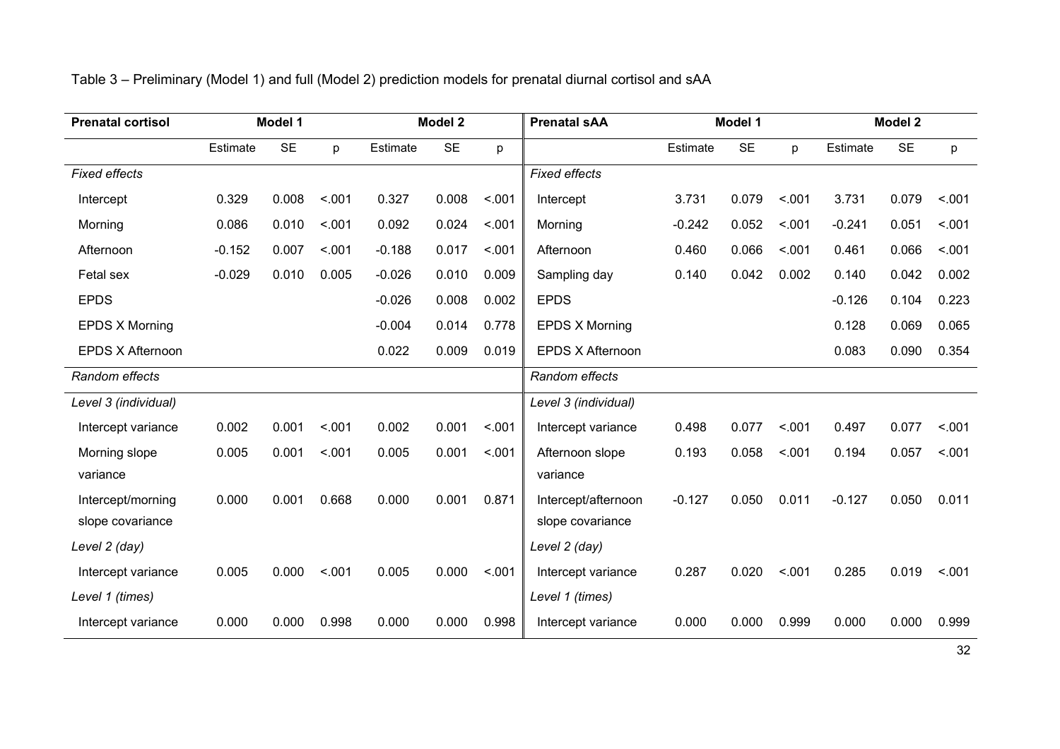Table 3 – Preliminary (Model 1) and full (Model 2) prediction models for prenatal diurnal cortisol and sAA

| **Prenatal cortisol** | **Model 1** | | | **Model 2** | | | **Prenatal sAA** | **Model 1** | | | **Model 2** | | |
|---|---|---|---|---|---|---|---|---|---|---|---|---|---|
| | Estimate | SE | p | Estimate | SE | p | | Estimate | SE | p | Estimate | SE | p |
| *Fixed effects* | | | | | | | *Fixed effects* | | | | | | |
| Intercept | 0.329 | 0.008 | <.001 | 0.327 | 0.008 | <.001 | Intercept | 3.731 | 0.079 | <.001 | 3.731 | 0.079 | <.001 |
| Morning | 0.086 | 0.010 | <.001 | 0.092 | 0.024 | <.001 | Morning | -0.242 | 0.052 | <.001 | -0.241 | 0.051 | <.001 |
| Afternoon | -0.152 | 0.007 | <.001 | -0.188 | 0.017 | <.001 | Afternoon | 0.460 | 0.066 | <.001 | 0.461 | 0.066 | <.001 |
| Fetal sex | -0.029 | 0.010 | 0.005 | -0.026 | 0.010 | 0.009 | Sampling day | 0.140 | 0.042 | 0.002 | 0.140 | 0.042 | 0.002 |
| EPDS | | | | -0.026 | 0.008 | 0.002 | EPDS | | | | -0.126 | 0.104 | 0.223 |
| EPDS X Morning | | | | -0.004 | 0.014 | 0.778 | EPDS X Morning | | | | 0.128 | 0.069 | 0.065 |
| EPDS X Afternoon | | | | 0.022 | 0.009 | 0.019 | EPDS X Afternoon | | | | 0.083 | 0.090 | 0.354 |
| *Random effects* | | | | | | | *Random effects* | | | | | | |
| *Level 3 (individual)* | | | | | | | *Level 3 (individual)* | | | | | | |
| Intercept variance | 0.002 | 0.001 | <.001 | 0.002 | 0.001 | <.001 | Intercept variance | 0.498 | 0.077 | <.001 | 0.497 | 0.077 | <.001 |
| Morning slope variance | 0.005 | 0.001 | <.001 | 0.005 | 0.001 | <.001 | Afternoon slope variance | 0.193 | 0.058 | <.001 | 0.194 | 0.057 | <.001 |
| Intercept/morning slope covariance | 0.000 | 0.001 | 0.668 | 0.000 | 0.001 | 0.871 | Intercept/afternoon slope covariance | -0.127 | 0.050 | 0.011 | -0.127 | 0.050 | 0.011 |
| *Level 2 (day)* | | | | | | | *Level 2 (day)* | | | | | | |
| Intercept variance | 0.005 | 0.000 | <.001 | 0.005 | 0.000 | <.001 | Intercept variance | 0.287 | 0.020 | <.001 | 0.285 | 0.019 | <.001 |
| *Level 1 (times)* | | | | | | | *Level 1 (times)* | | | | | | |
| Intercept variance | 0.000 | 0.000 | 0.998 | 0.000 | 0.000 | 0.998 | Intercept variance | 0.000 | 0.000 | 0.999 | 0.000 | 0.000 | 0.999 |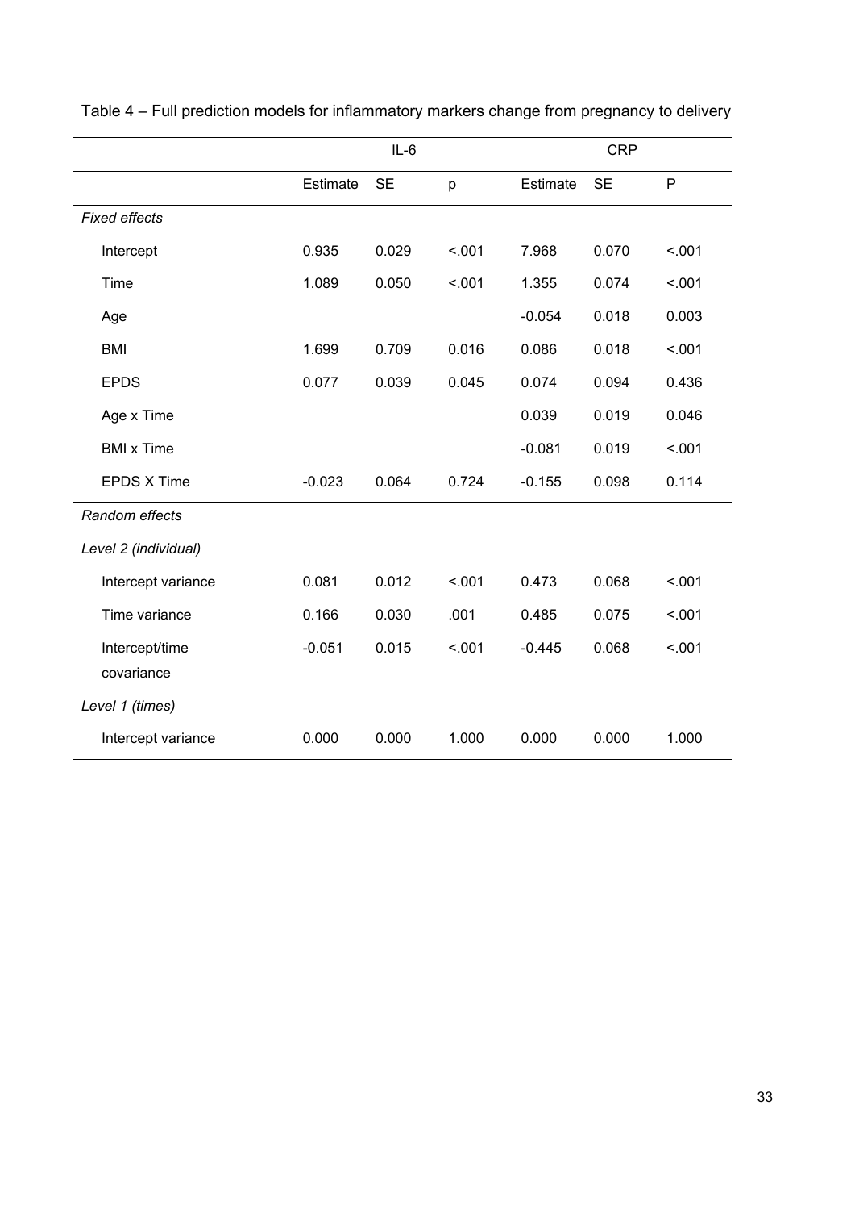Table 4 – Full prediction models for inflammatory markers change from pregnancy to delivery

| | IL-6 | | | CRP | | |
|---|---|---|---|---|---|---|
| | Estimate | SE | p | Estimate | SE | P |
| *Fixed effects* | | | | | | |
| Intercept | 0.935 | 0.029 | <.001 | 7.968 | 0.070 | <.001 |
| Time | 1.089 | 0.050 | <.001 | 1.355 | 0.074 | <.001 |
| Age | | | | -0.054 | 0.018 | 0.003 |
| BMI | 1.699 | 0.709 | 0.016 | 0.086 | 0.018 | <.001 |
| EPDS | 0.077 | 0.039 | 0.045 | 0.074 | 0.094 | 0.436 |
| Age x Time | | | | 0.039 | 0.019 | 0.046 |
| BMI x Time | | | | -0.081 | 0.019 | <.001 |
| EPDS X Time | -0.023 | 0.064 | 0.724 | -0.155 | 0.098 | 0.114 |
| *Random effects* | | | | | | |
| *Level 2 (individual)* | | | | | | |
| Intercept variance | 0.081 | 0.012 | <.001 | 0.473 | 0.068 | <.001 |
| Time variance | 0.166 | 0.030 | .001 | 0.485 | 0.075 | <.001 |
| Intercept/time covariance | -0.051 | 0.015 | <.001 | -0.445 | 0.068 | <.001 |
| *Level 1 (times)* | | | | | | |
| Intercept variance | 0.000 | 0.000 | 1.000 | 0.000 | 0.000 | 1.000 |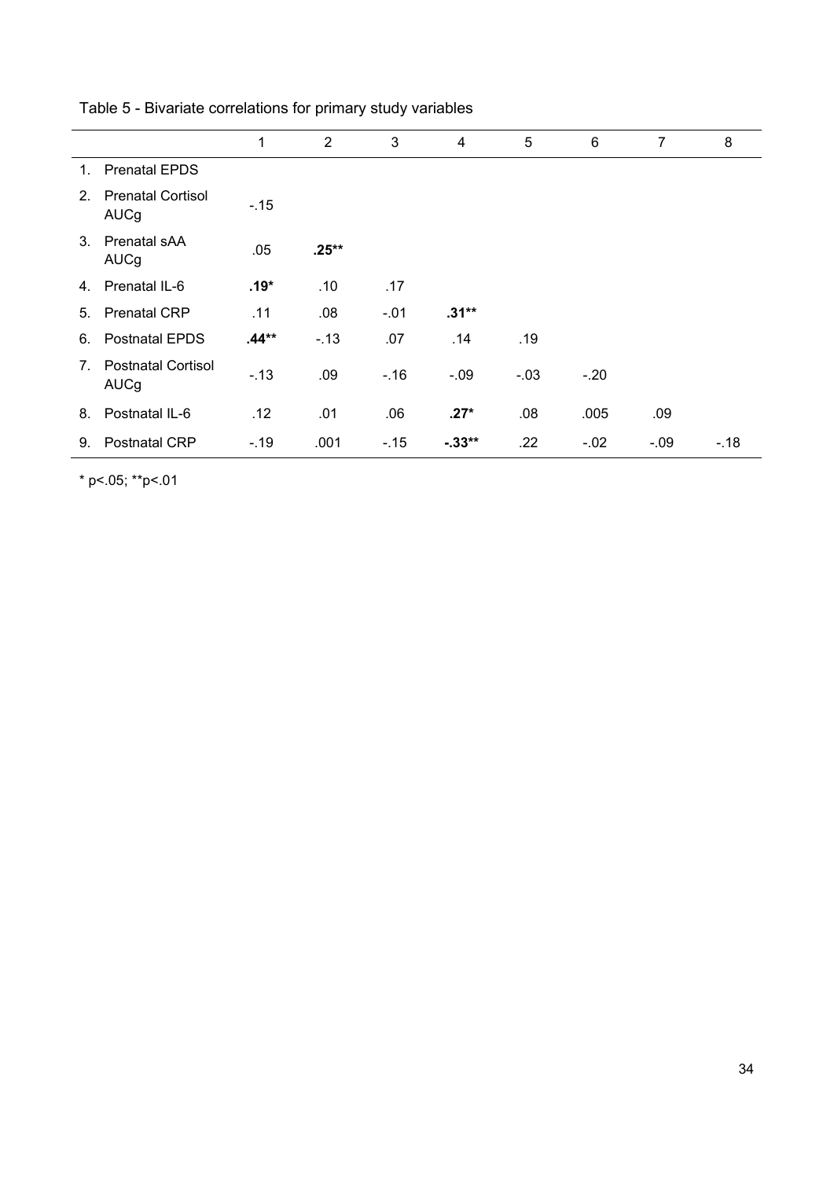Table 5 - Bivariate correlations for primary study variables

| | 1 | 2 | 3 | 4 | 5 | 6 | 7 | 8 |
|---|---|---|---|---|---|---|---|---|
| 1. Prenatal EPDS | | | | | | | | |
| 2. Prenatal Cortisol AUCg | -.15 | | | | | | | |
| 3. Prenatal sAA AUCg | .05 | **.25**** | | | | | | |
| 4. Prenatal IL-6 | **.19*** | .10 | .17 | | | | | |
| 5. Prenatal CRP | .11 | .08 | -.01 | **.31**** | | | | |
| 6. Postnatal EPDS | **.44**** | -.13 | .07 | .14 | .19 | | | |
| 7. Postnatal Cortisol AUCg | -.13 | .09 | -.16 | -.09 | -.03 | -.20 | | |
| 8. Postnatal IL-6 | .12 | .01 | .06 | **.27*** | .08 | .005 | .09 | |
| 9. Postnatal CRP | -.19 | .001 | -.15 | **-.33**** | .22 | -.02 | -.09 | -.18 |

* p<.05; **p<.01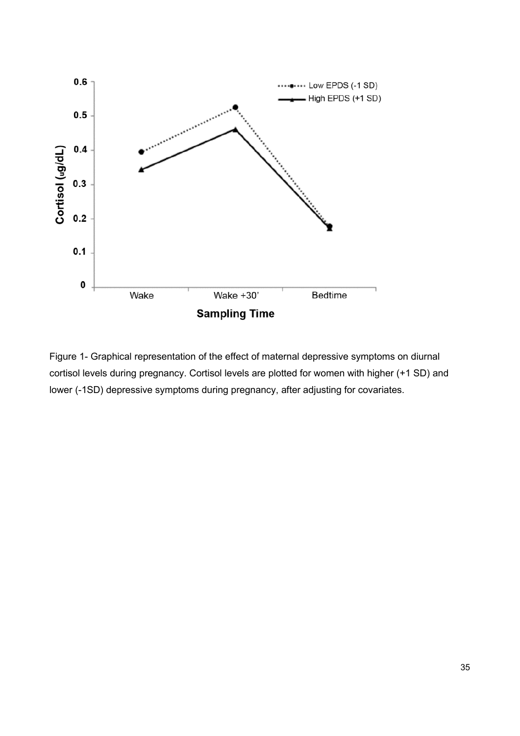0.6
0.5
0.4
0.3
0.2
0.1
0

Cortisol (ug/dL)

Low EPDS (-1 SD)
High EPDS (+1 SD)

Wake
Wake +30’
Bedtime

Sampling Time

Figure 1- Graphical representation of the effect of maternal depressive symptoms on diurnal cortisol levels during pregnancy. Cortisol levels are plotted for women with higher (+1 SD) and lower (-1SD) depressive symptoms during pregnancy, after adjusting for covariates.